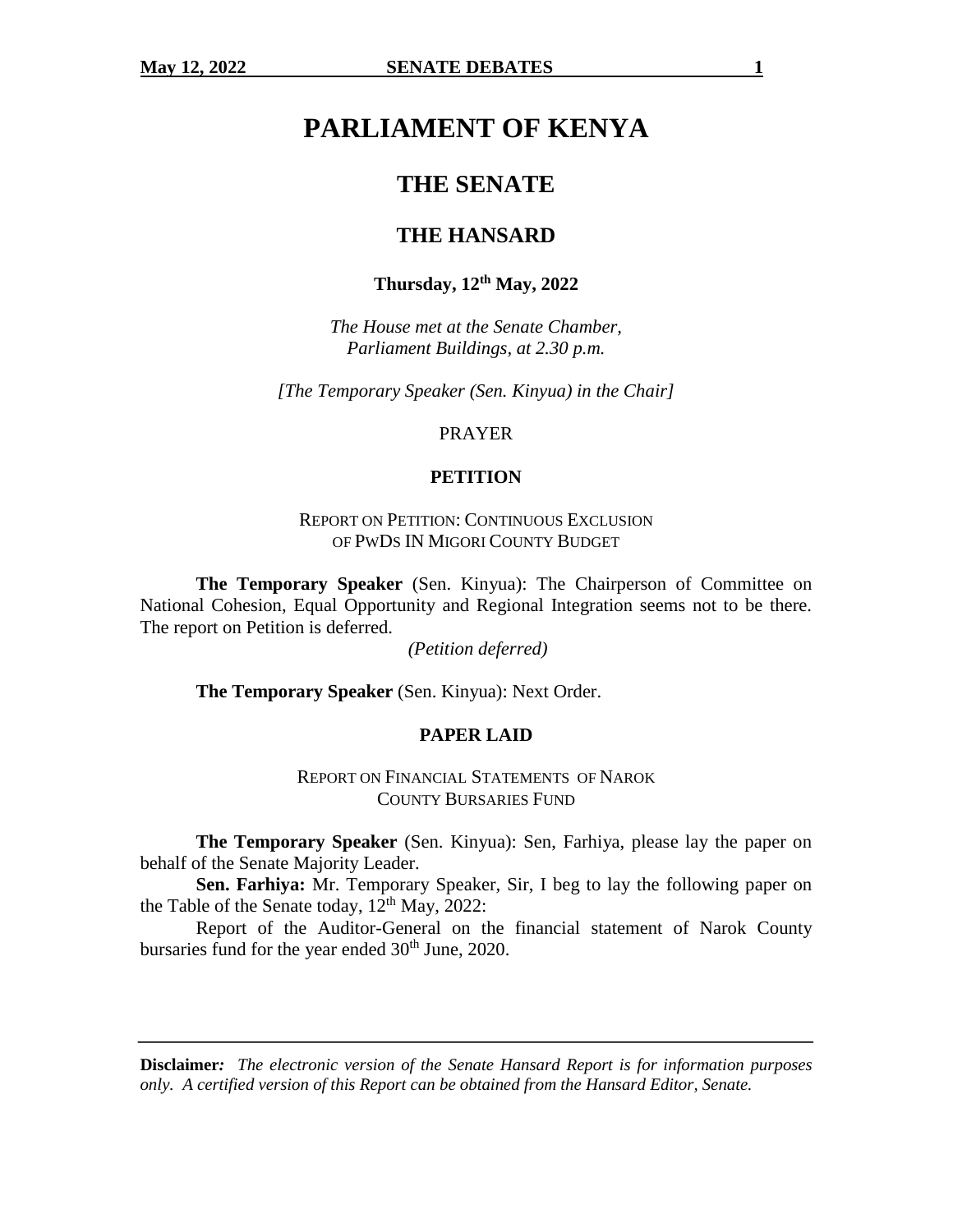# PARLIAMENT OF KENYA

## THE SENATE

## THE HANSARD

**Thursday, 12th May, 2022**

*The House met at the Senate Chamber, Parliament Buildings, at 2.30 p.m.*

*[The Temporary Speaker (Sen. Kinyua) in the Chair]*

PRAYER

### PETITION

REPORT ON PETITION: CONTINUOUS EXCLUSION OF PWDS IN MIGORI COUNTY BUDGET

**The Temporary Speaker** (Sen. Kinyua): The Chairperson of Committee on National Cohesion, Equal Opportunity and Regional Integration seems not to be there. The report on Petition is deferred.

*(Petition deferred)*

**The Temporary Speaker** (Sen. Kinyua): Next Order.

### PAPER LAID

REPORT ON FINANCIAL STATEMENTS OF NAROK COUNTY BURSARIES FUND

**The Temporary Speaker** (Sen. Kinyua): Sen, Farhiya, please lay the paper on behalf of the Senate Majority Leader.

**Sen. Farhiya:** Mr. Temporary Speaker, Sir, I beg to lay the following paper on the Table of the Senate today, 12th May, 2022:

Report of the Auditor-General on the financial statement of Narok County bursaries fund for the year ended 30th June, 2020.

**Disclaimer***:* *The electronic version of the Senate Hansard Report is for information purposes only. A certified version of this Report can be obtained from the Hansard Editor, Senate.*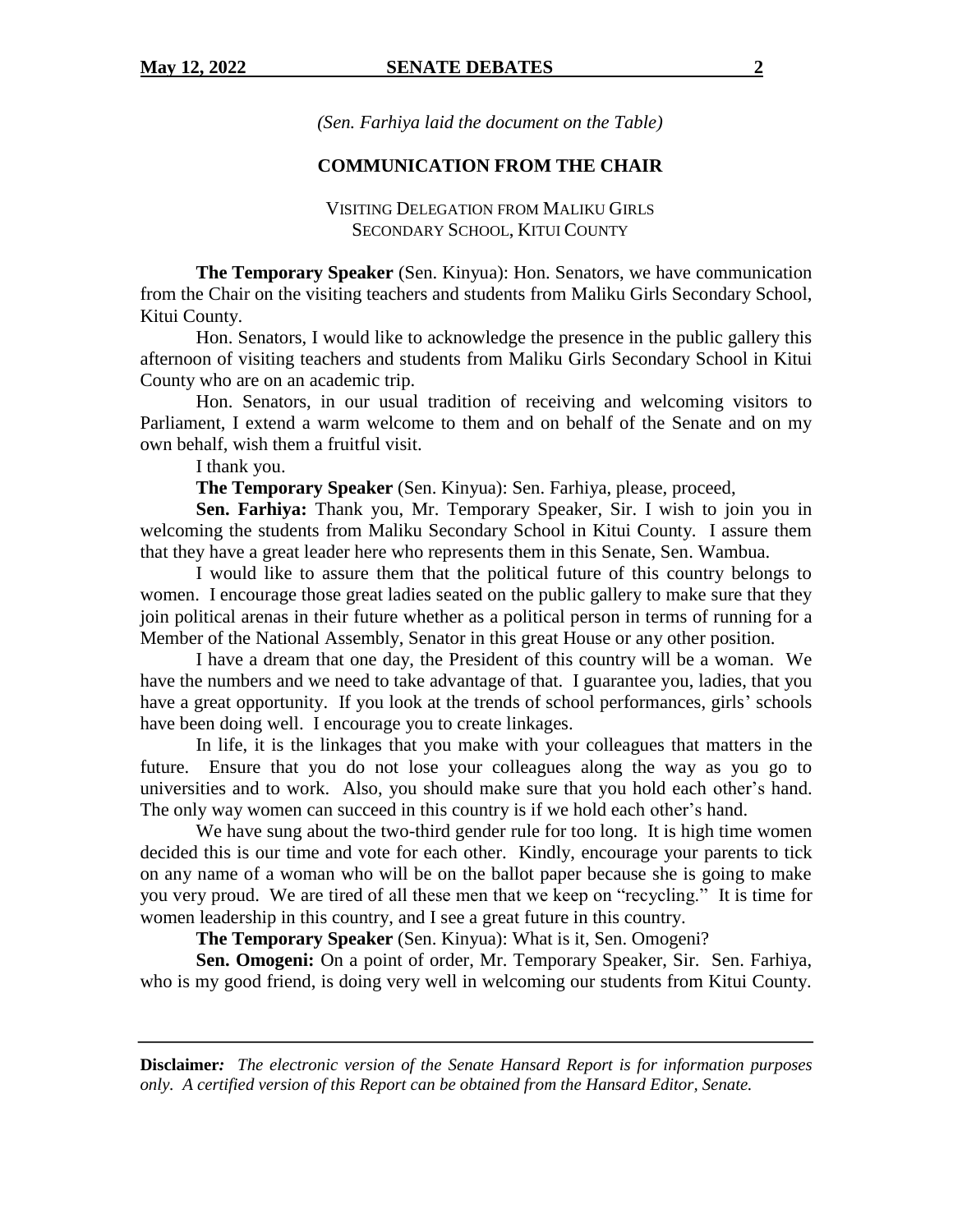*(Sen. Farhiya laid the document on the Table)*

## COMMUNICATION FROM THE CHAIR

### VISITING DELEGATION FROM MALIKU GIRLS SECONDARY SCHOOL, KITUI COUNTY

**The Temporary Speaker** (Sen. Kinyua): Hon. Senators, we have communication from the Chair on the visiting teachers and students from Maliku Girls Secondary School, Kitui County.

Hon. Senators, I would like to acknowledge the presence in the public gallery this afternoon of visiting teachers and students from Maliku Girls Secondary School in Kitui County who are on an academic trip.

Hon. Senators, in our usual tradition of receiving and welcoming visitors to Parliament, I extend a warm welcome to them and on behalf of the Senate and on my own behalf, wish them a fruitful visit.

I thank you.

**The Temporary Speaker** (Sen. Kinyua): Sen. Farhiya, please, proceed,

**Sen. Farhiya:** Thank you, Mr. Temporary Speaker, Sir. I wish to join you in welcoming the students from Maliku Secondary School in Kitui County. I assure them that they have a great leader here who represents them in this Senate, Sen. Wambua.

I would like to assure them that the political future of this country belongs to women. I encourage those great ladies seated on the public gallery to make sure that they join political arenas in their future whether as a political person in terms of running for a Member of the National Assembly, Senator in this great House or any other position.

I have a dream that one day, the President of this country will be a woman. We have the numbers and we need to take advantage of that. I guarantee you, ladies, that you have a great opportunity. If you look at the trends of school performances, girls' schools have been doing well. I encourage you to create linkages.

In life, it is the linkages that you make with your colleagues that matters in the future. Ensure that you do not lose your colleagues along the way as you go to universities and to work. Also, you should make sure that you hold each other's hand. The only way women can succeed in this country is if we hold each other's hand.

We have sung about the two-third gender rule for too long. It is high time women decided this is our time and vote for each other. Kindly, encourage your parents to tick on any name of a woman who will be on the ballot paper because she is going to make you very proud. We are tired of all these men that we keep on "recycling." It is time for women leadership in this country, and I see a great future in this country.

**The Temporary Speaker** (Sen. Kinyua): What is it, Sen. Omogeni?

**Sen. Omogeni:** On a point of order, Mr. Temporary Speaker, Sir. Sen. Farhiya, who is my good friend, is doing very well in welcoming our students from Kitui County.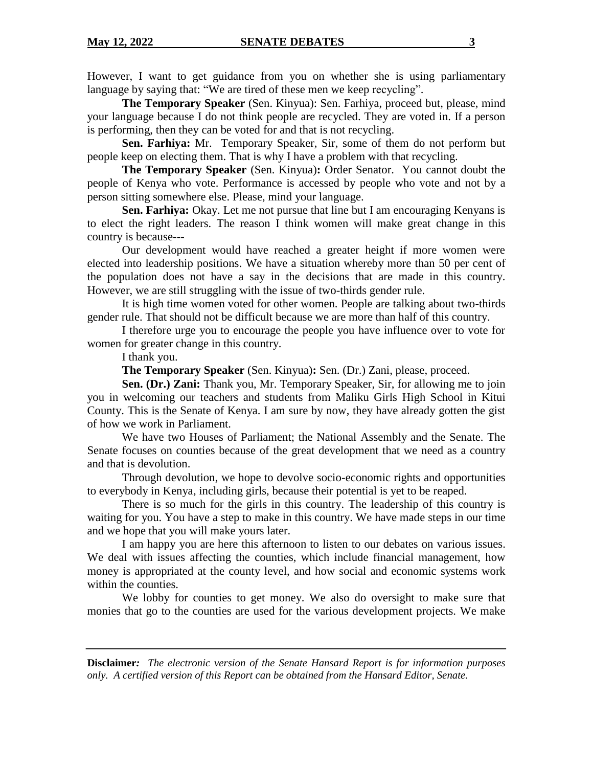However, I want to get guidance from you on whether she is using parliamentary language by saying that: "We are tired of these men we keep recycling".

**The Temporary Speaker** (Sen. Kinyua): Sen. Farhiya, proceed but, please, mind your language because I do not think people are recycled. They are voted in. If a person is performing, then they can be voted for and that is not recycling.

**Sen. Farhiya:** Mr. Temporary Speaker, Sir, some of them do not perform but people keep on electing them. That is why I have a problem with that recycling.

**The Temporary Speaker** (Sen. Kinyua)**:** Order Senator. You cannot doubt the people of Kenya who vote. Performance is accessed by people who vote and not by a person sitting somewhere else. Please, mind your language.

**Sen. Farhiya:** Okay. Let me not pursue that line but I am encouraging Kenyans is to elect the right leaders. The reason I think women will make great change in this country is because---

Our development would have reached a greater height if more women were elected into leadership positions. We have a situation whereby more than 50 per cent of the population does not have a say in the decisions that are made in this country. However, we are still struggling with the issue of two-thirds gender rule.

It is high time women voted for other women. People are talking about two-thirds gender rule. That should not be difficult because we are more than half of this country.

I therefore urge you to encourage the people you have influence over to vote for women for greater change in this country.

I thank you.

**The Temporary Speaker** (Sen. Kinyua)**:** Sen. (Dr.) Zani, please, proceed.

**Sen. (Dr.) Zani:** Thank you, Mr. Temporary Speaker, Sir, for allowing me to join you in welcoming our teachers and students from Maliku Girls High School in Kitui County. This is the Senate of Kenya. I am sure by now, they have already gotten the gist of how we work in Parliament.

We have two Houses of Parliament; the National Assembly and the Senate. The Senate focuses on counties because of the great development that we need as a country and that is devolution.

Through devolution, we hope to devolve socio-economic rights and opportunities to everybody in Kenya, including girls, because their potential is yet to be reaped.

There is so much for the girls in this country. The leadership of this country is waiting for you. You have a step to make in this country. We have made steps in our time and we hope that you will make yours later.

I am happy you are here this afternoon to listen to our debates on various issues. We deal with issues affecting the counties, which include financial management, how money is appropriated at the county level, and how social and economic systems work within the counties.

We lobby for counties to get money. We also do oversight to make sure that monies that go to the counties are used for the various development projects. We make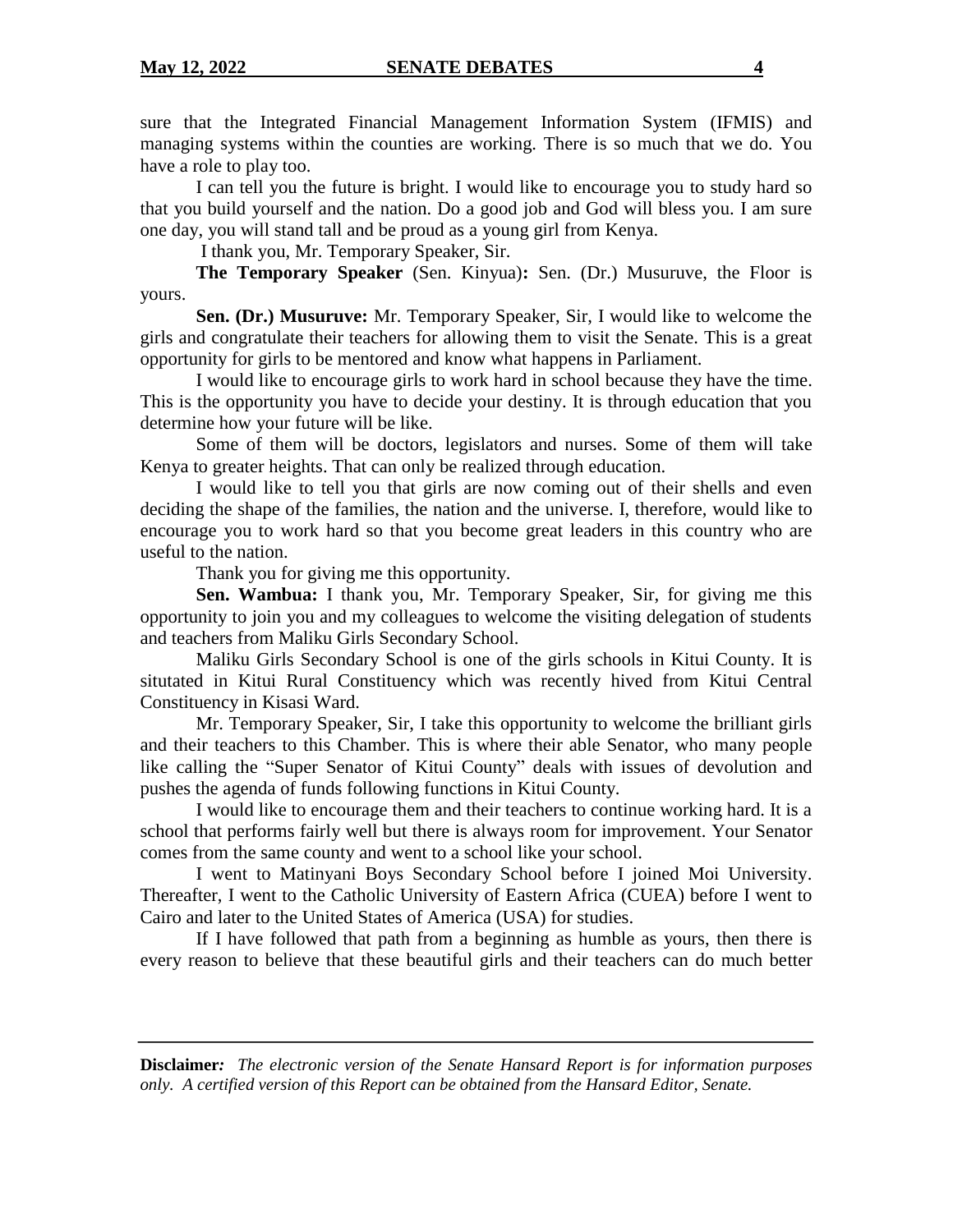sure that the Integrated Financial Management Information System (IFMIS) and managing systems within the counties are working. There is so much that we do. You have a role to play too.

I can tell you the future is bright. I would like to encourage you to study hard so that you build yourself and the nation. Do a good job and God will bless you. I am sure one day, you will stand tall and be proud as a young girl from Kenya.

I thank you, Mr. Temporary Speaker, Sir.

**The Temporary Speaker** (Sen. Kinyua)**:** Sen. (Dr.) Musuruve, the Floor is yours.

**Sen. (Dr.) Musuruve:** Mr. Temporary Speaker, Sir, I would like to welcome the girls and congratulate their teachers for allowing them to visit the Senate. This is a great opportunity for girls to be mentored and know what happens in Parliament.

I would like to encourage girls to work hard in school because they have the time. This is the opportunity you have to decide your destiny. It is through education that you determine how your future will be like.

Some of them will be doctors, legislators and nurses. Some of them will take Kenya to greater heights. That can only be realized through education.

I would like to tell you that girls are now coming out of their shells and even deciding the shape of the families, the nation and the universe. I, therefore, would like to encourage you to work hard so that you become great leaders in this country who are useful to the nation.

Thank you for giving me this opportunity.

**Sen. Wambua:** I thank you, Mr. Temporary Speaker, Sir, for giving me this opportunity to join you and my colleagues to welcome the visiting delegation of students and teachers from Maliku Girls Secondary School.

Maliku Girls Secondary School is one of the girls schools in Kitui County. It is situtated in Kitui Rural Constituency which was recently hived from Kitui Central Constituency in Kisasi Ward.

Mr. Temporary Speaker, Sir, I take this opportunity to welcome the brilliant girls and their teachers to this Chamber. This is where their able Senator, who many people like calling the "Super Senator of Kitui County" deals with issues of devolution and pushes the agenda of funds following functions in Kitui County.

I would like to encourage them and their teachers to continue working hard. It is a school that performs fairly well but there is always room for improvement. Your Senator comes from the same county and went to a school like your school.

I went to Matinyani Boys Secondary School before I joined Moi University. Thereafter, I went to the Catholic University of Eastern Africa (CUEA) before I went to Cairo and later to the United States of America (USA) for studies.

If I have followed that path from a beginning as humble as yours, then there is every reason to believe that these beautiful girls and their teachers can do much better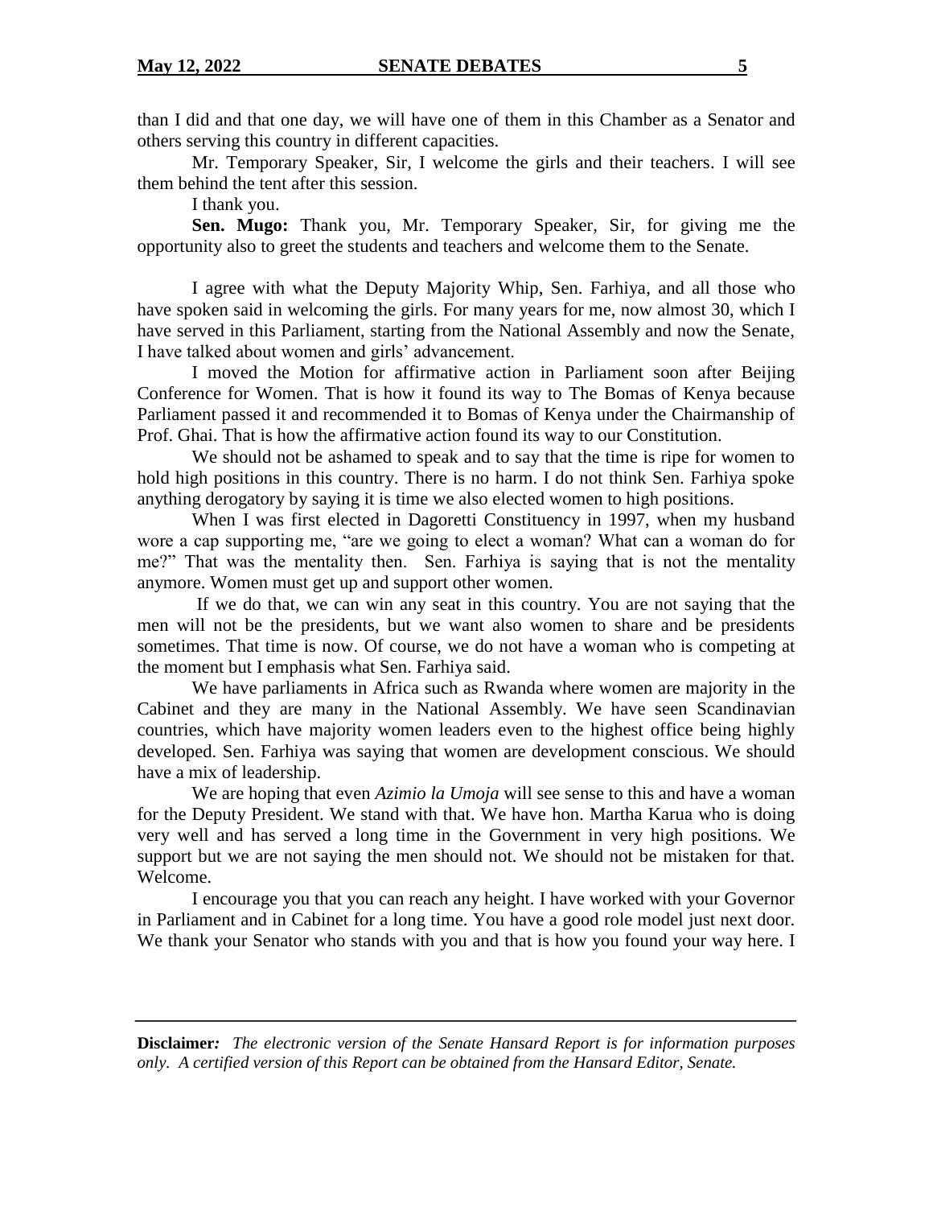than I did and that one day, we will have one of them in this Chamber as a Senator and others serving this country in different capacities.

Mr. Temporary Speaker, Sir, I welcome the girls and their teachers. I will see them behind the tent after this session.

I thank you.

**Sen. Mugo:** Thank you, Mr. Temporary Speaker, Sir, for giving me the opportunity also to greet the students and teachers and welcome them to the Senate.

I agree with what the Deputy Majority Whip, Sen. Farhiya, and all those who have spoken said in welcoming the girls. For many years for me, now almost 30, which I have served in this Parliament, starting from the National Assembly and now the Senate, I have talked about women and girls' advancement.

I moved the Motion for affirmative action in Parliament soon after Beijing Conference for Women. That is how it found its way to The Bomas of Kenya because Parliament passed it and recommended it to Bomas of Kenya under the Chairmanship of Prof. Ghai. That is how the affirmative action found its way to our Constitution.

We should not be ashamed to speak and to say that the time is ripe for women to hold high positions in this country. There is no harm. I do not think Sen. Farhiya spoke anything derogatory by saying it is time we also elected women to high positions.

When I was first elected in Dagoretti Constituency in 1997, when my husband wore a cap supporting me, "are we going to elect a woman? What can a woman do for me?" That was the mentality then. Sen. Farhiya is saying that is not the mentality anymore. Women must get up and support other women.

If we do that, we can win any seat in this country. You are not saying that the men will not be the presidents, but we want also women to share and be presidents sometimes. That time is now. Of course, we do not have a woman who is competing at the moment but I emphasis what Sen. Farhiya said.

We have parliaments in Africa such as Rwanda where women are majority in the Cabinet and they are many in the National Assembly. We have seen Scandinavian countries, which have majority women leaders even to the highest office being highly developed. Sen. Farhiya was saying that women are development conscious. We should have a mix of leadership.

We are hoping that even *Azimio la Umoja* will see sense to this and have a woman for the Deputy President. We stand with that. We have hon. Martha Karua who is doing very well and has served a long time in the Government in very high positions. We support but we are not saying the men should not. We should not be mistaken for that. Welcome.

I encourage you that you can reach any height. I have worked with your Governor in Parliament and in Cabinet for a long time. You have a good role model just next door. We thank your Senator who stands with you and that is how you found your way here. I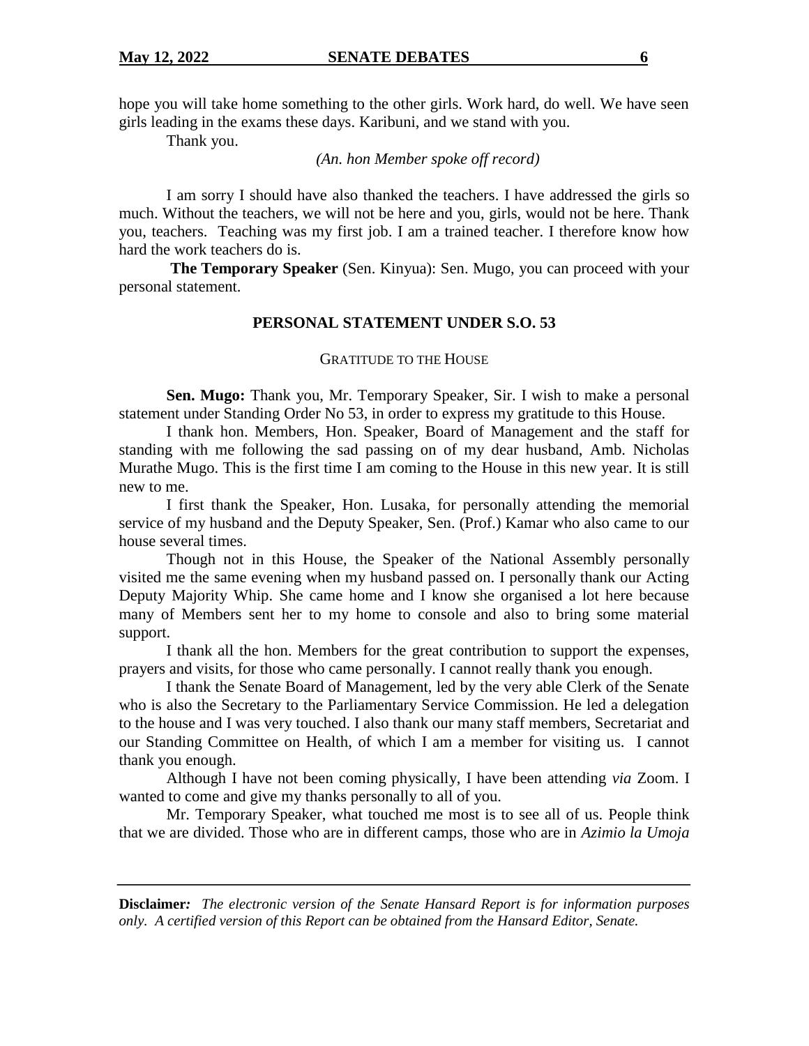hope you will take home something to the other girls. Work hard, do well. We have seen girls leading in the exams these days. Karibuni, and we stand with you.

Thank you.

*(An. hon Member spoke off record)*

I am sorry I should have also thanked the teachers. I have addressed the girls so much. Without the teachers, we will not be here and you, girls, would not be here. Thank you, teachers. Teaching was my first job. I am a trained teacher. I therefore know how hard the work teachers do is.

**The Temporary Speaker** (Sen. Kinyua): Sen. Mugo, you can proceed with your personal statement.

## PERSONAL STATEMENT UNDER S.O. 53

### GRATITUDE TO THE HOUSE

**Sen. Mugo:** Thank you, Mr. Temporary Speaker, Sir. I wish to make a personal statement under Standing Order No 53, in order to express my gratitude to this House.

I thank hon. Members, Hon. Speaker, Board of Management and the staff for standing with me following the sad passing on of my dear husband, Amb. Nicholas Murathe Mugo. This is the first time I am coming to the House in this new year. It is still new to me.

I first thank the Speaker, Hon. Lusaka, for personally attending the memorial service of my husband and the Deputy Speaker, Sen. (Prof.) Kamar who also came to our house several times.

Though not in this House, the Speaker of the National Assembly personally visited me the same evening when my husband passed on. I personally thank our Acting Deputy Majority Whip. She came home and I know she organised a lot here because many of Members sent her to my home to console and also to bring some material support.

I thank all the hon. Members for the great contribution to support the expenses, prayers and visits, for those who came personally. I cannot really thank you enough.

I thank the Senate Board of Management, led by the very able Clerk of the Senate who is also the Secretary to the Parliamentary Service Commission. He led a delegation to the house and I was very touched. I also thank our many staff members, Secretariat and our Standing Committee on Health, of which I am a member for visiting us. I cannot thank you enough.

Although I have not been coming physically, I have been attending *via* Zoom. I wanted to come and give my thanks personally to all of you.

Mr. Temporary Speaker, what touched me most is to see all of us. People think that we are divided. Those who are in different camps, those who are in *Azimio la Umoja*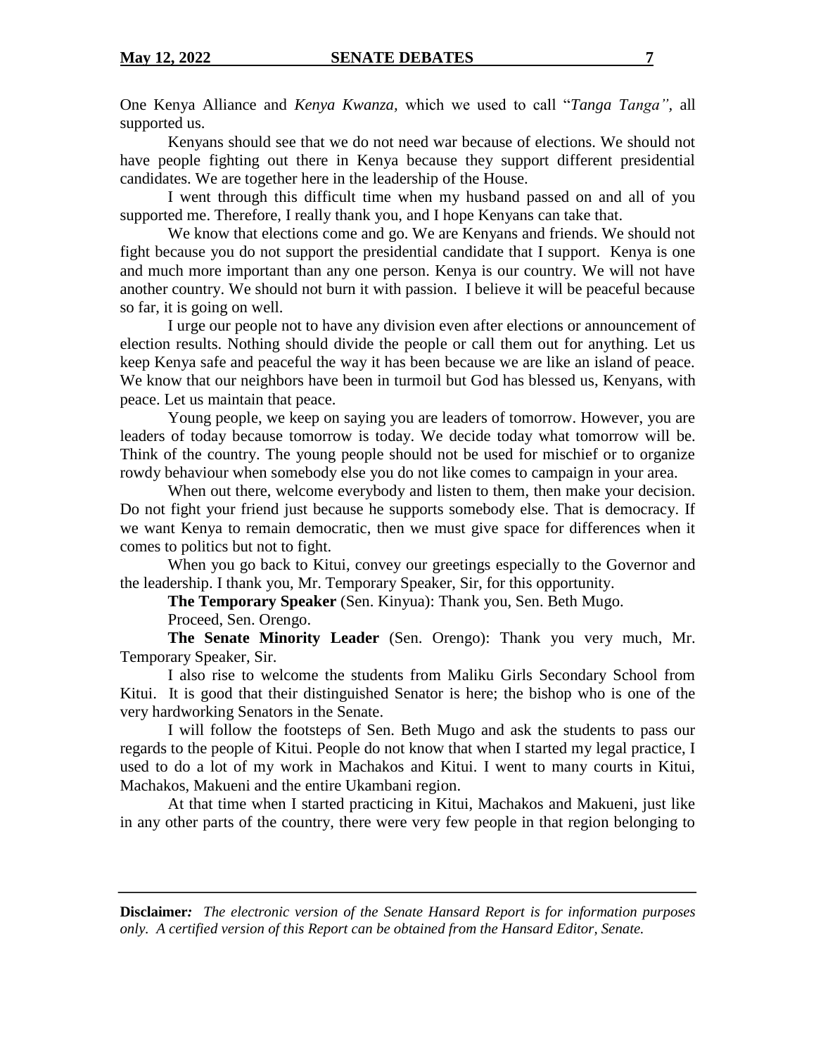One Kenya Alliance and *Kenya Kwanza,* which we used to call "*Tanga Tanga",* all supported us.

Kenyans should see that we do not need war because of elections. We should not have people fighting out there in Kenya because they support different presidential candidates. We are together here in the leadership of the House.

I went through this difficult time when my husband passed on and all of you supported me. Therefore, I really thank you, and I hope Kenyans can take that.

We know that elections come and go. We are Kenyans and friends. We should not fight because you do not support the presidential candidate that I support. Kenya is one and much more important than any one person. Kenya is our country. We will not have another country. We should not burn it with passion. I believe it will be peaceful because so far, it is going on well.

I urge our people not to have any division even after elections or announcement of election results. Nothing should divide the people or call them out for anything. Let us keep Kenya safe and peaceful the way it has been because we are like an island of peace. We know that our neighbors have been in turmoil but God has blessed us, Kenyans, with peace. Let us maintain that peace.

Young people, we keep on saying you are leaders of tomorrow. However, you are leaders of today because tomorrow is today. We decide today what tomorrow will be. Think of the country. The young people should not be used for mischief or to organize rowdy behaviour when somebody else you do not like comes to campaign in your area.

When out there, welcome everybody and listen to them, then make your decision. Do not fight your friend just because he supports somebody else. That is democracy. If we want Kenya to remain democratic, then we must give space for differences when it comes to politics but not to fight.

When you go back to Kitui, convey our greetings especially to the Governor and the leadership. I thank you, Mr. Temporary Speaker, Sir, for this opportunity.

**The Temporary Speaker** (Sen. Kinyua): Thank you, Sen. Beth Mugo.

Proceed, Sen. Orengo.

**The Senate Minority Leader** (Sen. Orengo): Thank you very much, Mr. Temporary Speaker, Sir.

I also rise to welcome the students from Maliku Girls Secondary School from Kitui. It is good that their distinguished Senator is here; the bishop who is one of the very hardworking Senators in the Senate.

I will follow the footsteps of Sen. Beth Mugo and ask the students to pass our regards to the people of Kitui. People do not know that when I started my legal practice, I used to do a lot of my work in Machakos and Kitui. I went to many courts in Kitui, Machakos, Makueni and the entire Ukambani region.

At that time when I started practicing in Kitui, Machakos and Makueni, just like in any other parts of the country, there were very few people in that region belonging to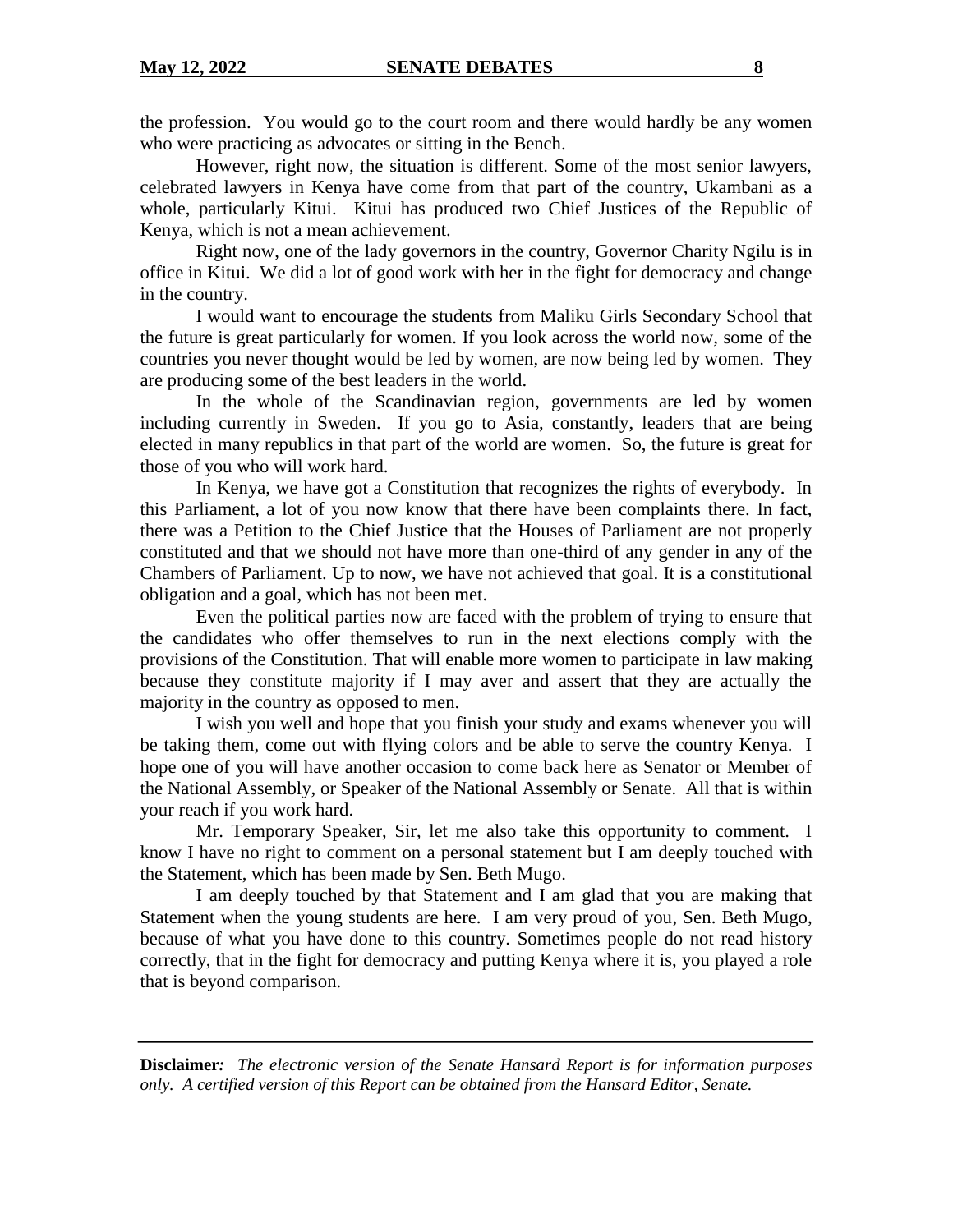the profession. You would go to the court room and there would hardly be any women who were practicing as advocates or sitting in the Bench.

However, right now, the situation is different. Some of the most senior lawyers, celebrated lawyers in Kenya have come from that part of the country, Ukambani as a whole, particularly Kitui. Kitui has produced two Chief Justices of the Republic of Kenya, which is not a mean achievement.

Right now, one of the lady governors in the country, Governor Charity Ngilu is in office in Kitui. We did a lot of good work with her in the fight for democracy and change in the country.

I would want to encourage the students from Maliku Girls Secondary School that the future is great particularly for women. If you look across the world now, some of the countries you never thought would be led by women, are now being led by women. They are producing some of the best leaders in the world.

In the whole of the Scandinavian region, governments are led by women including currently in Sweden. If you go to Asia, constantly, leaders that are being elected in many republics in that part of the world are women. So, the future is great for those of you who will work hard.

In Kenya, we have got a Constitution that recognizes the rights of everybody. In this Parliament, a lot of you now know that there have been complaints there. In fact, there was a Petition to the Chief Justice that the Houses of Parliament are not properly constituted and that we should not have more than one-third of any gender in any of the Chambers of Parliament. Up to now, we have not achieved that goal. It is a constitutional obligation and a goal, which has not been met.

Even the political parties now are faced with the problem of trying to ensure that the candidates who offer themselves to run in the next elections comply with the provisions of the Constitution. That will enable more women to participate in law making because they constitute majority if I may aver and assert that they are actually the majority in the country as opposed to men.

I wish you well and hope that you finish your study and exams whenever you will be taking them, come out with flying colors and be able to serve the country Kenya. I hope one of you will have another occasion to come back here as Senator or Member of the National Assembly, or Speaker of the National Assembly or Senate. All that is within your reach if you work hard.

Mr. Temporary Speaker, Sir, let me also take this opportunity to comment. I know I have no right to comment on a personal statement but I am deeply touched with the Statement, which has been made by Sen. Beth Mugo.

I am deeply touched by that Statement and I am glad that you are making that Statement when the young students are here. I am very proud of you, Sen. Beth Mugo, because of what you have done to this country. Sometimes people do not read history correctly, that in the fight for democracy and putting Kenya where it is, you played a role that is beyond comparison.

**Disclaimer:** *The electronic version of the Senate Hansard Report is for information purposes only. A certified version of this Report can be obtained from the Hansard Editor, Senate.*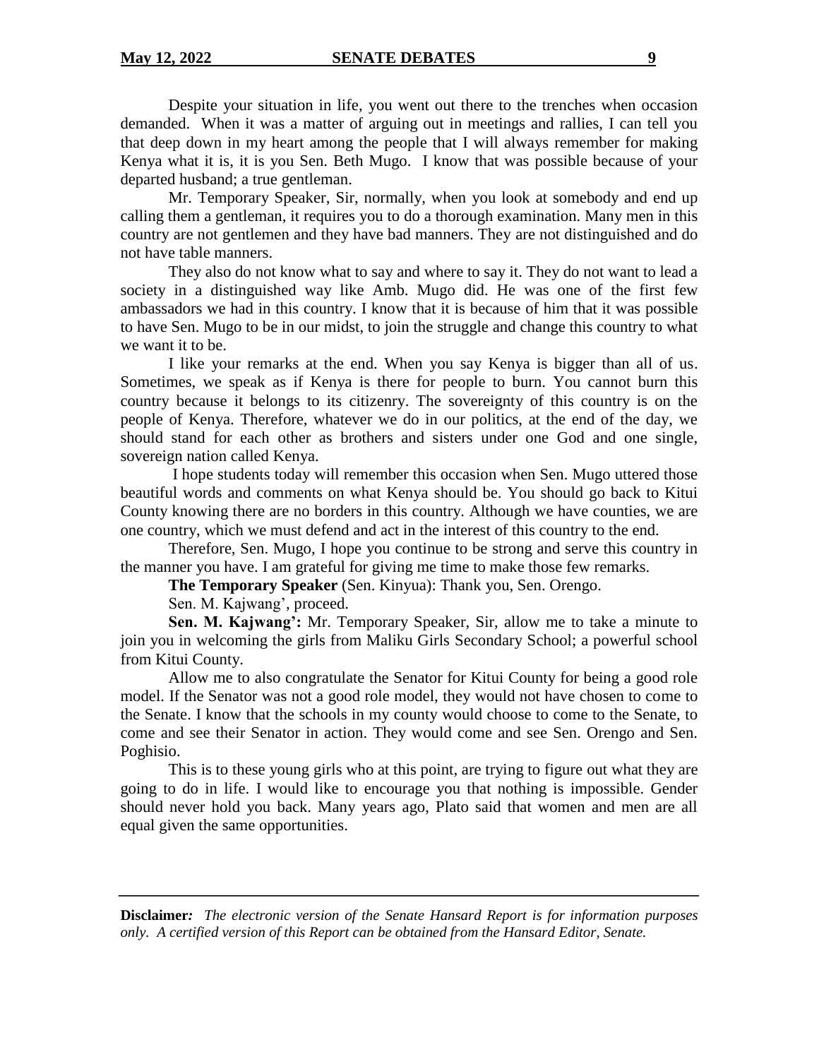Despite your situation in life, you went out there to the trenches when occasion demanded. When it was a matter of arguing out in meetings and rallies, I can tell you that deep down in my heart among the people that I will always remember for making Kenya what it is, it is you Sen. Beth Mugo. I know that was possible because of your departed husband; a true gentleman.

Mr. Temporary Speaker, Sir, normally, when you look at somebody and end up calling them a gentleman, it requires you to do a thorough examination. Many men in this country are not gentlemen and they have bad manners. They are not distinguished and do not have table manners.

They also do not know what to say and where to say it. They do not want to lead a society in a distinguished way like Amb. Mugo did. He was one of the first few ambassadors we had in this country. I know that it is because of him that it was possible to have Sen. Mugo to be in our midst, to join the struggle and change this country to what we want it to be.

I like your remarks at the end. When you say Kenya is bigger than all of us. Sometimes, we speak as if Kenya is there for people to burn. You cannot burn this country because it belongs to its citizenry. The sovereignty of this country is on the people of Kenya. Therefore, whatever we do in our politics, at the end of the day, we should stand for each other as brothers and sisters under one God and one single, sovereign nation called Kenya.

I hope students today will remember this occasion when Sen. Mugo uttered those beautiful words and comments on what Kenya should be. You should go back to Kitui County knowing there are no borders in this country. Although we have counties, we are one country, which we must defend and act in the interest of this country to the end.

Therefore, Sen. Mugo, I hope you continue to be strong and serve this country in the manner you have. I am grateful for giving me time to make those few remarks.

**The Temporary Speaker** (Sen. Kinyua): Thank you, Sen. Orengo.

Sen. M. Kajwang', proceed.

**Sen. M. Kajwang':** Mr. Temporary Speaker, Sir, allow me to take a minute to join you in welcoming the girls from Maliku Girls Secondary School; a powerful school from Kitui County.

Allow me to also congratulate the Senator for Kitui County for being a good role model. If the Senator was not a good role model, they would not have chosen to come to the Senate. I know that the schools in my county would choose to come to the Senate, to come and see their Senator in action. They would come and see Sen. Orengo and Sen. Poghisio.

This is to these young girls who at this point, are trying to figure out what they are going to do in life. I would like to encourage you that nothing is impossible. Gender should never hold you back. Many years ago, Plato said that women and men are all equal given the same opportunities.

**Disclaimer***: The electronic version of the Senate Hansard Report is for information purposes only. A certified version of this Report can be obtained from the Hansard Editor, Senate.*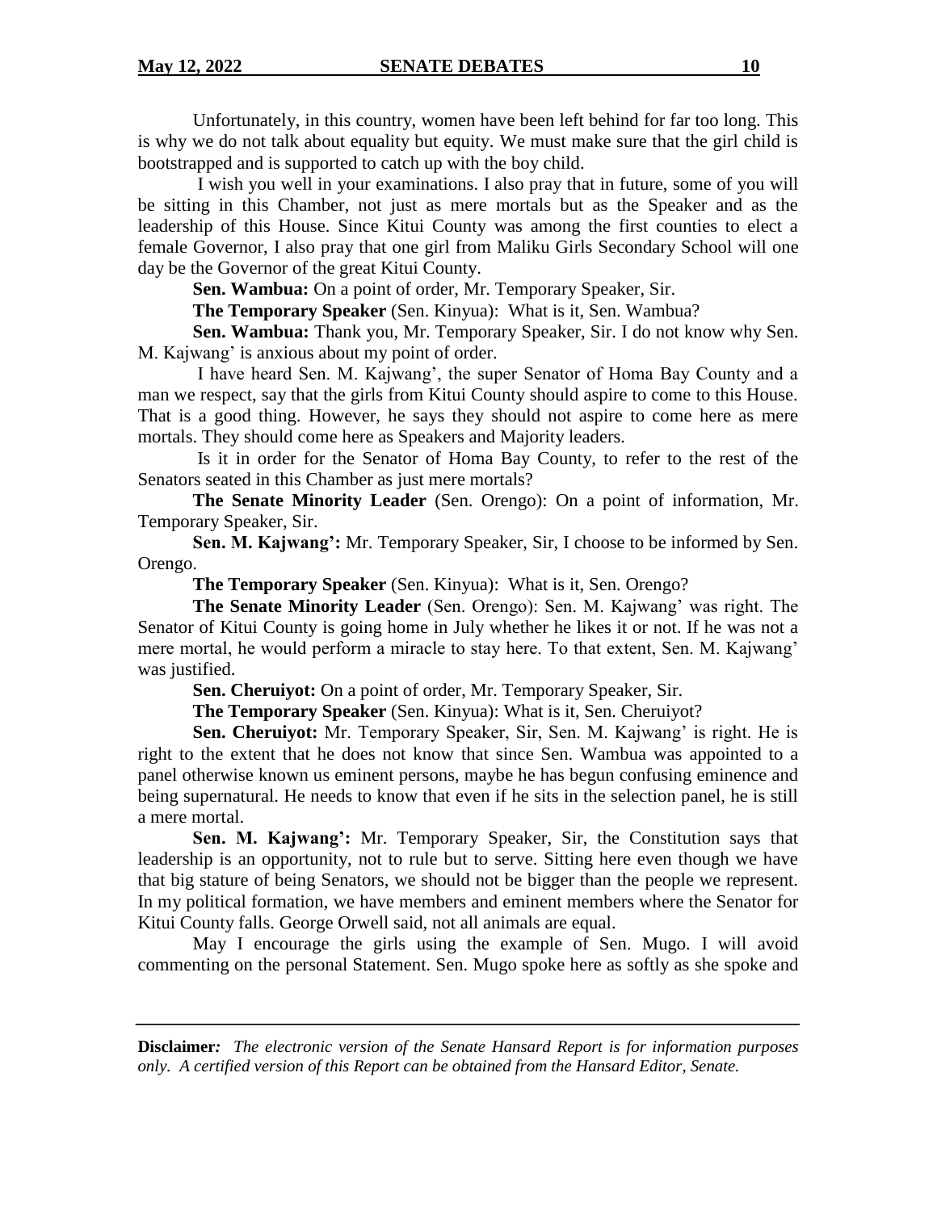Unfortunately, in this country, women have been left behind for far too long. This is why we do not talk about equality but equity. We must make sure that the girl child is bootstrapped and is supported to catch up with the boy child.

I wish you well in your examinations. I also pray that in future, some of you will be sitting in this Chamber, not just as mere mortals but as the Speaker and as the leadership of this House. Since Kitui County was among the first counties to elect a female Governor, I also pray that one girl from Maliku Girls Secondary School will one day be the Governor of the great Kitui County.

**Sen. Wambua:** On a point of order, Mr. Temporary Speaker, Sir.

**The Temporary Speaker** (Sen. Kinyua): What is it, Sen. Wambua?

**Sen. Wambua:** Thank you, Mr. Temporary Speaker, Sir. I do not know why Sen. M. Kajwang' is anxious about my point of order.

I have heard Sen. M. Kajwang', the super Senator of Homa Bay County and a man we respect, say that the girls from Kitui County should aspire to come to this House. That is a good thing. However, he says they should not aspire to come here as mere mortals. They should come here as Speakers and Majority leaders.

Is it in order for the Senator of Homa Bay County, to refer to the rest of the Senators seated in this Chamber as just mere mortals?

**The Senate Minority Leader** (Sen. Orengo): On a point of information, Mr. Temporary Speaker, Sir.

**Sen. M. Kajwang':** Mr. Temporary Speaker, Sir, I choose to be informed by Sen. Orengo.

**The Temporary Speaker** (Sen. Kinyua): What is it, Sen. Orengo?

**The Senate Minority Leader** (Sen. Orengo): Sen. M. Kajwang' was right. The Senator of Kitui County is going home in July whether he likes it or not. If he was not a mere mortal, he would perform a miracle to stay here. To that extent, Sen. M. Kajwang' was justified.

**Sen. Cheruiyot:** On a point of order, Mr. Temporary Speaker, Sir.

**The Temporary Speaker** (Sen. Kinyua): What is it, Sen. Cheruiyot?

**Sen. Cheruiyot:** Mr. Temporary Speaker, Sir, Sen. M. Kajwang' is right. He is right to the extent that he does not know that since Sen. Wambua was appointed to a panel otherwise known us eminent persons, maybe he has begun confusing eminence and being supernatural. He needs to know that even if he sits in the selection panel, he is still a mere mortal.

**Sen. M. Kajwang':** Mr. Temporary Speaker, Sir, the Constitution says that leadership is an opportunity, not to rule but to serve. Sitting here even though we have that big stature of being Senators, we should not be bigger than the people we represent. In my political formation, we have members and eminent members where the Senator for Kitui County falls. George Orwell said, not all animals are equal.

May I encourage the girls using the example of Sen. Mugo. I will avoid commenting on the personal Statement. Sen. Mugo spoke here as softly as she spoke and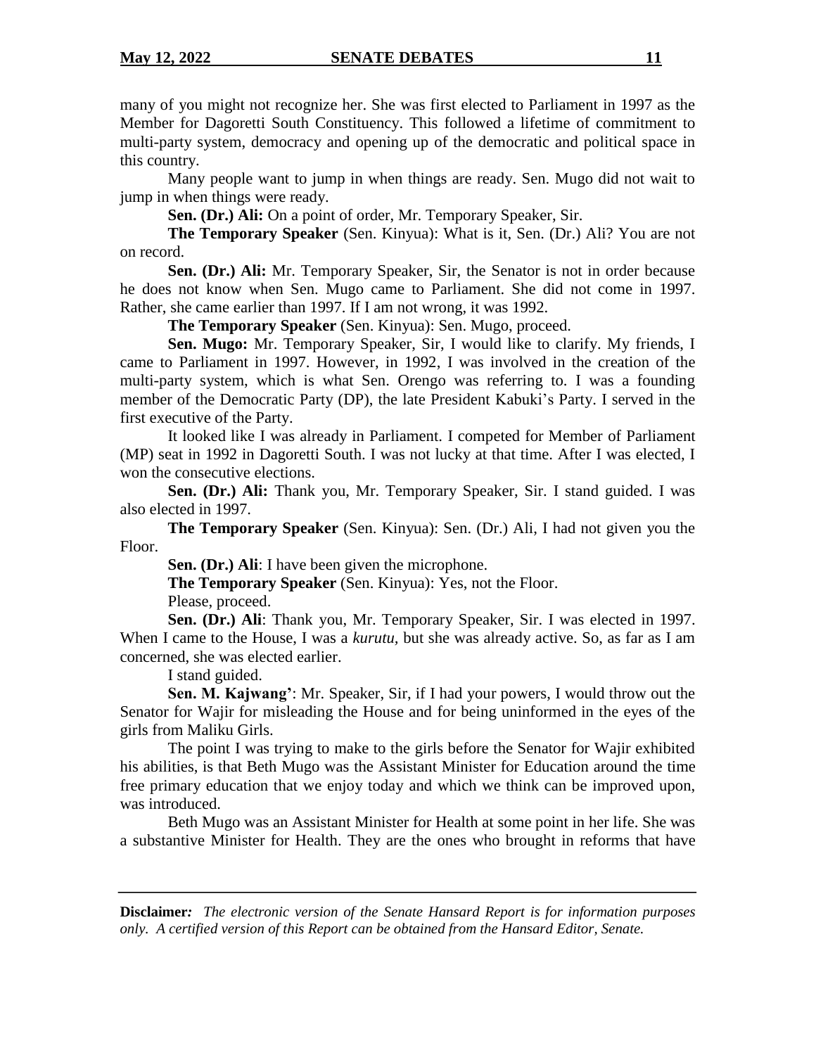many of you might not recognize her. She was first elected to Parliament in 1997 as the Member for Dagoretti South Constituency. This followed a lifetime of commitment to multi-party system, democracy and opening up of the democratic and political space in this country.

Many people want to jump in when things are ready. Sen. Mugo did not wait to jump in when things were ready.

**Sen. (Dr.) Ali:** On a point of order, Mr. Temporary Speaker, Sir.

**The Temporary Speaker** (Sen. Kinyua): What is it, Sen. (Dr.) Ali? You are not on record.

**Sen. (Dr.) Ali:** Mr. Temporary Speaker, Sir, the Senator is not in order because he does not know when Sen. Mugo came to Parliament. She did not come in 1997. Rather, she came earlier than 1997. If I am not wrong, it was 1992.

**The Temporary Speaker** (Sen. Kinyua): Sen. Mugo, proceed.

**Sen. Mugo:** Mr. Temporary Speaker, Sir, I would like to clarify. My friends, I came to Parliament in 1997. However, in 1992, I was involved in the creation of the multi-party system, which is what Sen. Orengo was referring to. I was a founding member of the Democratic Party (DP), the late President Kabuki's Party. I served in the first executive of the Party.

It looked like I was already in Parliament. I competed for Member of Parliament (MP) seat in 1992 in Dagoretti South. I was not lucky at that time. After I was elected, I won the consecutive elections.

**Sen. (Dr.) Ali:** Thank you, Mr. Temporary Speaker, Sir. I stand guided. I was also elected in 1997.

**The Temporary Speaker** (Sen. Kinyua): Sen. (Dr.) Ali, I had not given you the Floor.

**Sen. (Dr.) Ali**: I have been given the microphone.

**The Temporary Speaker** (Sen. Kinyua): Yes, not the Floor.

Please, proceed.

**Sen. (Dr.) Ali**: Thank you, Mr. Temporary Speaker, Sir. I was elected in 1997. When I came to the House, I was a *kurutu,* but she was already active. So, as far as I am concerned, she was elected earlier.

I stand guided.

**Sen. M. Kajwang'**: Mr. Speaker, Sir, if I had your powers, I would throw out the Senator for Wajir for misleading the House and for being uninformed in the eyes of the girls from Maliku Girls.

The point I was trying to make to the girls before the Senator for Wajir exhibited his abilities, is that Beth Mugo was the Assistant Minister for Education around the time free primary education that we enjoy today and which we think can be improved upon, was introduced.

Beth Mugo was an Assistant Minister for Health at some point in her life. She was a substantive Minister for Health. They are the ones who brought in reforms that have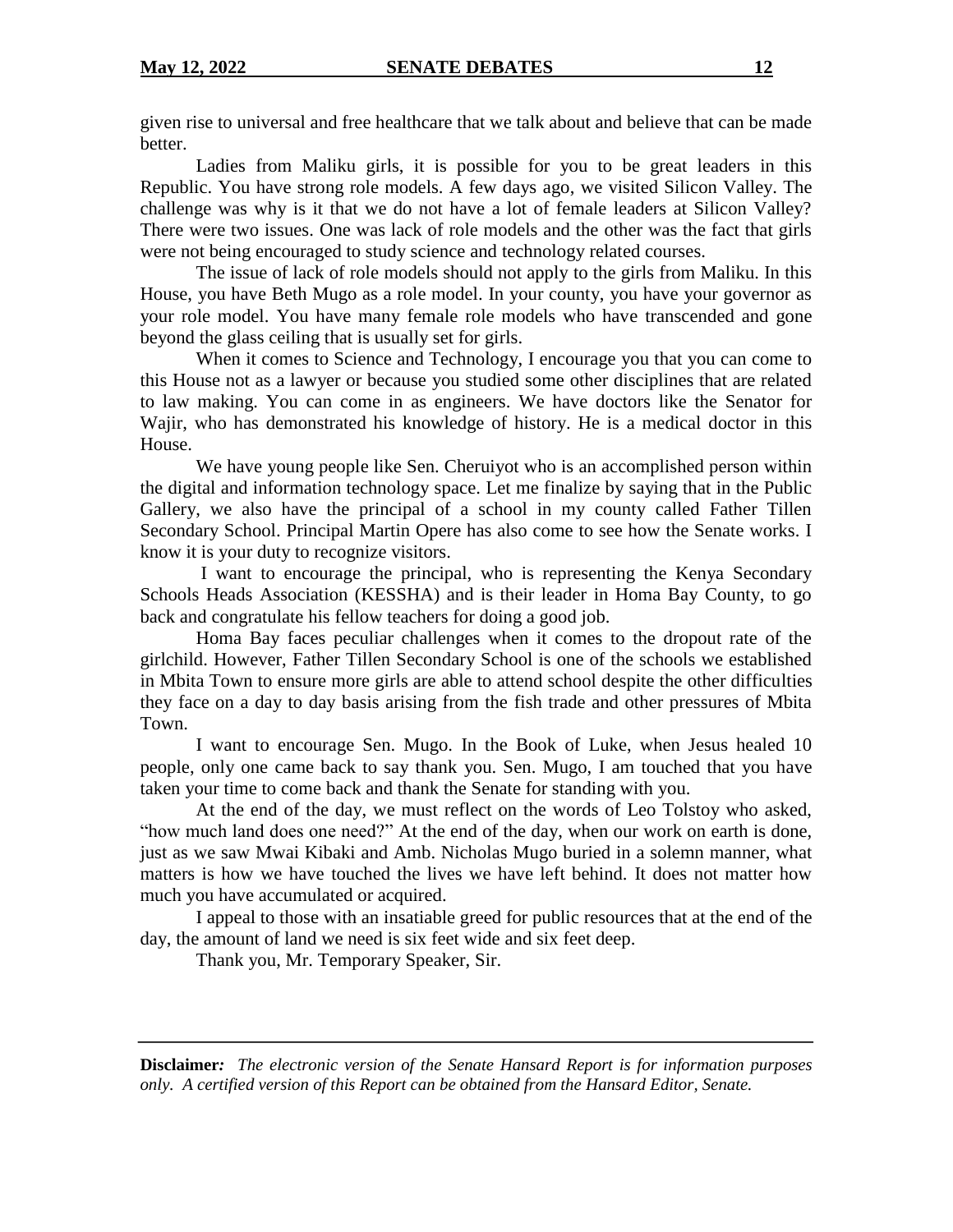given rise to universal and free healthcare that we talk about and believe that can be made better.

Ladies from Maliku girls, it is possible for you to be great leaders in this Republic. You have strong role models. A few days ago, we visited Silicon Valley. The challenge was why is it that we do not have a lot of female leaders at Silicon Valley? There were two issues. One was lack of role models and the other was the fact that girls were not being encouraged to study science and technology related courses.

The issue of lack of role models should not apply to the girls from Maliku. In this House, you have Beth Mugo as a role model. In your county, you have your governor as your role model. You have many female role models who have transcended and gone beyond the glass ceiling that is usually set for girls.

When it comes to Science and Technology, I encourage you that you can come to this House not as a lawyer or because you studied some other disciplines that are related to law making. You can come in as engineers. We have doctors like the Senator for Wajir, who has demonstrated his knowledge of history. He is a medical doctor in this House.

We have young people like Sen. Cheruiyot who is an accomplished person within the digital and information technology space. Let me finalize by saying that in the Public Gallery, we also have the principal of a school in my county called Father Tillen Secondary School. Principal Martin Opere has also come to see how the Senate works. I know it is your duty to recognize visitors.

I want to encourage the principal, who is representing the Kenya Secondary Schools Heads Association (KESSHA) and is their leader in Homa Bay County, to go back and congratulate his fellow teachers for doing a good job.

Homa Bay faces peculiar challenges when it comes to the dropout rate of the girlchild. However, Father Tillen Secondary School is one of the schools we established in Mbita Town to ensure more girls are able to attend school despite the other difficulties they face on a day to day basis arising from the fish trade and other pressures of Mbita Town.

I want to encourage Sen. Mugo. In the Book of Luke, when Jesus healed 10 people, only one came back to say thank you. Sen. Mugo, I am touched that you have taken your time to come back and thank the Senate for standing with you.

At the end of the day, we must reflect on the words of Leo Tolstoy who asked, "how much land does one need?" At the end of the day, when our work on earth is done, just as we saw Mwai Kibaki and Amb. Nicholas Mugo buried in a solemn manner, what matters is how we have touched the lives we have left behind. It does not matter how much you have accumulated or acquired.

I appeal to those with an insatiable greed for public resources that at the end of the day, the amount of land we need is six feet wide and six feet deep.

Thank you, Mr. Temporary Speaker, Sir.

**Disclaimer***:* *The electronic version of the Senate Hansard Report is for information purposes only. A certified version of this Report can be obtained from the Hansard Editor, Senate.*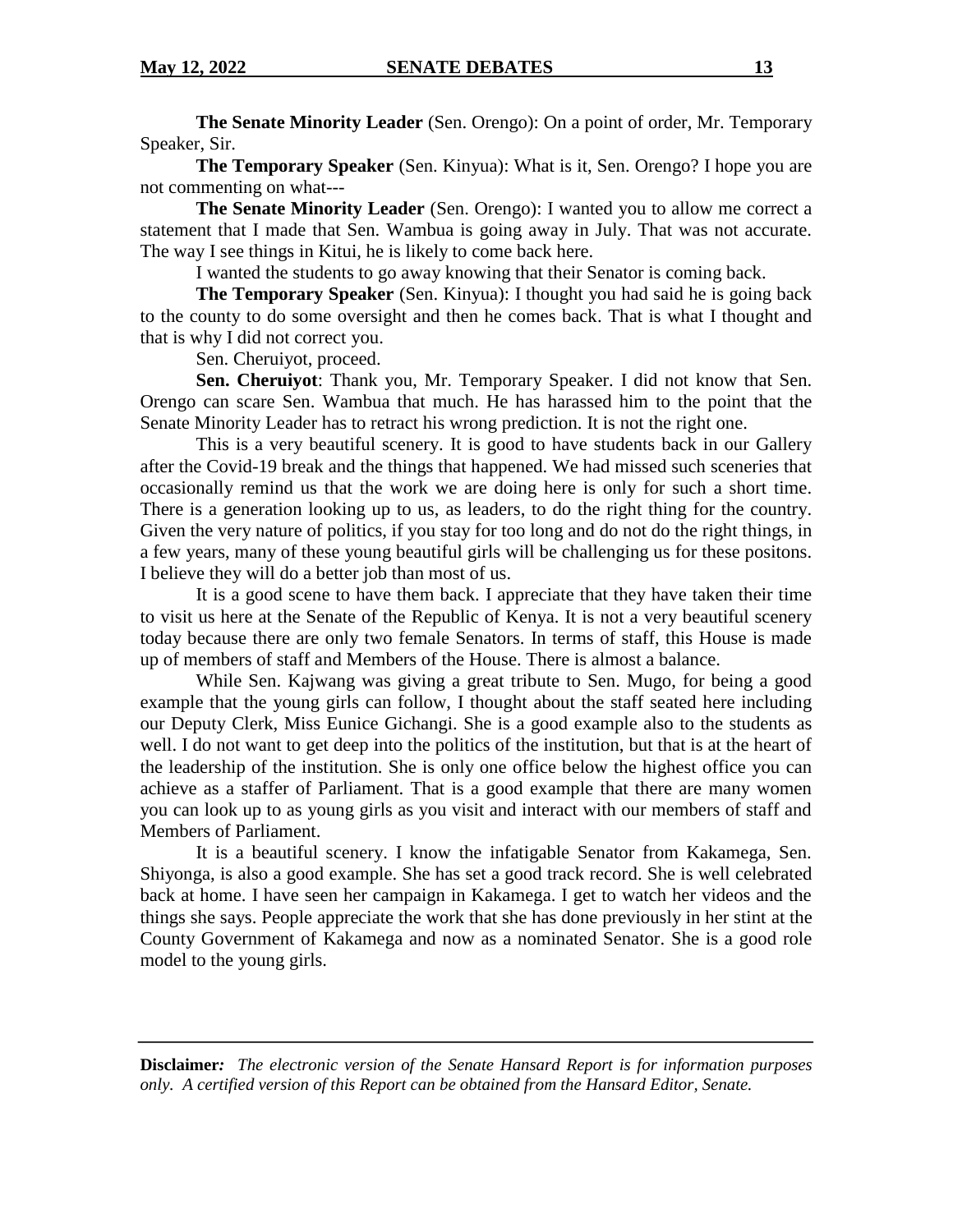**The Senate Minority Leader** (Sen. Orengo): On a point of order, Mr. Temporary Speaker, Sir.

**The Temporary Speaker** (Sen. Kinyua): What is it, Sen. Orengo? I hope you are not commenting on what---

**The Senate Minority Leader** (Sen. Orengo): I wanted you to allow me correct a statement that I made that Sen. Wambua is going away in July. That was not accurate. The way I see things in Kitui, he is likely to come back here.

I wanted the students to go away knowing that their Senator is coming back.

**The Temporary Speaker** (Sen. Kinyua): I thought you had said he is going back to the county to do some oversight and then he comes back. That is what I thought and that is why I did not correct you.

Sen. Cheruiyot, proceed.

**Sen. Cheruiyot**: Thank you, Mr. Temporary Speaker. I did not know that Sen. Orengo can scare Sen. Wambua that much. He has harassed him to the point that the Senate Minority Leader has to retract his wrong prediction. It is not the right one.

This is a very beautiful scenery. It is good to have students back in our Gallery after the Covid-19 break and the things that happened. We had missed such sceneries that occasionally remind us that the work we are doing here is only for such a short time. There is a generation looking up to us, as leaders, to do the right thing for the country. Given the very nature of politics, if you stay for too long and do not do the right things, in a few years, many of these young beautiful girls will be challenging us for these positons. I believe they will do a better job than most of us.

It is a good scene to have them back. I appreciate that they have taken their time to visit us here at the Senate of the Republic of Kenya. It is not a very beautiful scenery today because there are only two female Senators. In terms of staff, this House is made up of members of staff and Members of the House. There is almost a balance.

While Sen. Kajwang was giving a great tribute to Sen. Mugo, for being a good example that the young girls can follow, I thought about the staff seated here including our Deputy Clerk, Miss Eunice Gichangi. She is a good example also to the students as well. I do not want to get deep into the politics of the institution, but that is at the heart of the leadership of the institution. She is only one office below the highest office you can achieve as a staffer of Parliament. That is a good example that there are many women you can look up to as young girls as you visit and interact with our members of staff and Members of Parliament.

It is a beautiful scenery. I know the infatigable Senator from Kakamega, Sen. Shiyonga, is also a good example. She has set a good track record. She is well celebrated back at home. I have seen her campaign in Kakamega. I get to watch her videos and the things she says. People appreciate the work that she has done previously in her stint at the County Government of Kakamega and now as a nominated Senator. She is a good role model to the young girls.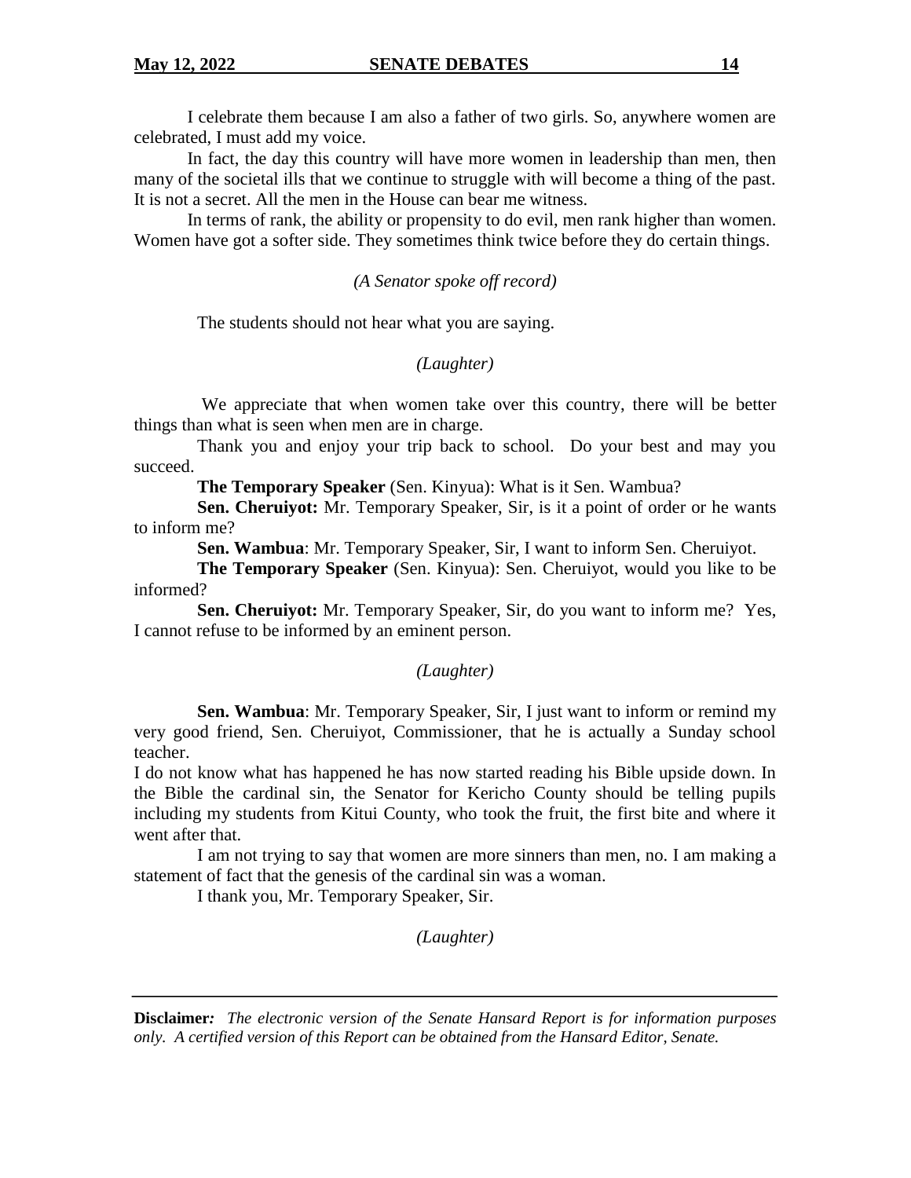I celebrate them because I am also a father of two girls. So, anywhere women are celebrated, I must add my voice.

In fact, the day this country will have more women in leadership than men, then many of the societal ills that we continue to struggle with will become a thing of the past. It is not a secret. All the men in the House can bear me witness.

In terms of rank, the ability or propensity to do evil, men rank higher than women. Women have got a softer side. They sometimes think twice before they do certain things.

*(A Senator spoke off record)*

The students should not hear what you are saying.

*(Laughter)*

We appreciate that when women take over this country, there will be better things than what is seen when men are in charge.

Thank you and enjoy your trip back to school. Do your best and may you succeed.

**The Temporary Speaker** (Sen. Kinyua): What is it Sen. Wambua?

**Sen. Cheruiyot:** Mr. Temporary Speaker, Sir, is it a point of order or he wants to inform me?

**Sen. Wambua**: Mr. Temporary Speaker, Sir, I want to inform Sen. Cheruiyot.

**The Temporary Speaker** (Sen. Kinyua): Sen. Cheruiyot, would you like to be informed?

**Sen. Cheruiyot:** Mr. Temporary Speaker, Sir, do you want to inform me? Yes, I cannot refuse to be informed by an eminent person.

*(Laughter)*

**Sen. Wambua**: Mr. Temporary Speaker, Sir, I just want to inform or remind my very good friend, Sen. Cheruiyot, Commissioner, that he is actually a Sunday school teacher.

I do not know what has happened he has now started reading his Bible upside down. In the Bible the cardinal sin, the Senator for Kericho County should be telling pupils including my students from Kitui County, who took the fruit, the first bite and where it went after that.

I am not trying to say that women are more sinners than men, no. I am making a statement of fact that the genesis of the cardinal sin was a woman.

I thank you, Mr. Temporary Speaker, Sir.

*(Laughter)*

**Disclaimer***: The electronic version of the Senate Hansard Report is for information purposes only. A certified version of this Report can be obtained from the Hansard Editor, Senate.*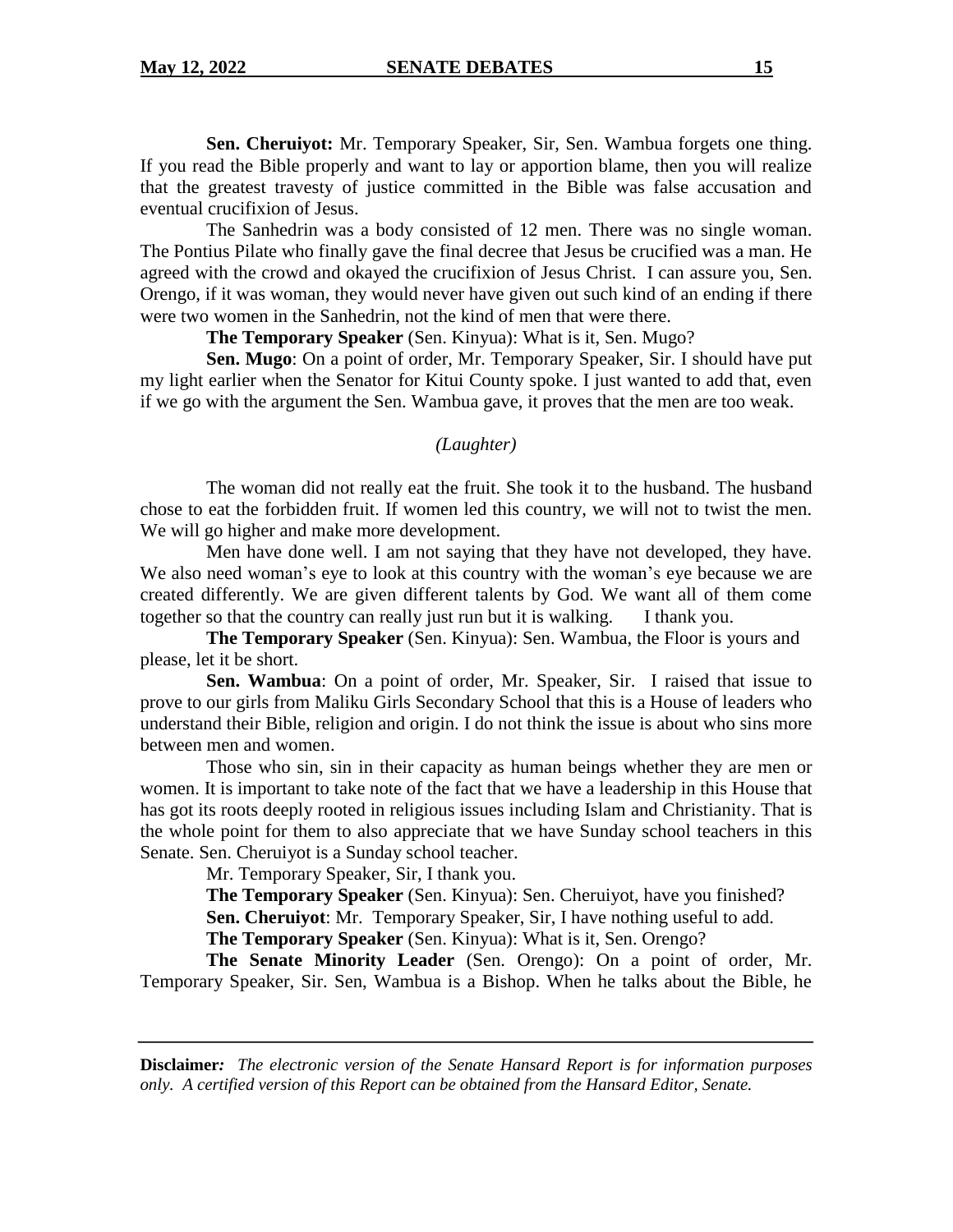**Sen. Cheruiyot:** Mr. Temporary Speaker, Sir, Sen. Wambua forgets one thing. If you read the Bible properly and want to lay or apportion blame, then you will realize that the greatest travesty of justice committed in the Bible was false accusation and eventual crucifixion of Jesus.

The Sanhedrin was a body consisted of 12 men. There was no single woman. The Pontius Pilate who finally gave the final decree that Jesus be crucified was a man. He agreed with the crowd and okayed the crucifixion of Jesus Christ. I can assure you, Sen. Orengo, if it was woman, they would never have given out such kind of an ending if there were two women in the Sanhedrin, not the kind of men that were there.

**The Temporary Speaker** (Sen. Kinyua): What is it, Sen. Mugo?

**Sen. Mugo**: On a point of order, Mr. Temporary Speaker, Sir. I should have put my light earlier when the Senator for Kitui County spoke. I just wanted to add that, even if we go with the argument the Sen. Wambua gave, it proves that the men are too weak.

*(Laughter)*

The woman did not really eat the fruit. She took it to the husband. The husband chose to eat the forbidden fruit. If women led this country, we will not to twist the men. We will go higher and make more development.

Men have done well. I am not saying that they have not developed, they have. We also need woman's eye to look at this country with the woman's eye because we are created differently. We are given different talents by God. We want all of them come together so that the country can really just run but it is walking. I thank you.

**The Temporary Speaker** (Sen. Kinyua): Sen. Wambua, the Floor is yours and please, let it be short.

**Sen. Wambua**: On a point of order, Mr. Speaker, Sir. I raised that issue to prove to our girls from Maliku Girls Secondary School that this is a House of leaders who understand their Bible, religion and origin. I do not think the issue is about who sins more between men and women.

Those who sin, sin in their capacity as human beings whether they are men or women. It is important to take note of the fact that we have a leadership in this House that has got its roots deeply rooted in religious issues including Islam and Christianity. That is the whole point for them to also appreciate that we have Sunday school teachers in this Senate. Sen. Cheruiyot is a Sunday school teacher.

Mr. Temporary Speaker, Sir, I thank you.

**The Temporary Speaker** (Sen. Kinyua): Sen. Cheruiyot, have you finished?

**Sen. Cheruiyot**: Mr. Temporary Speaker, Sir, I have nothing useful to add.

**The Temporary Speaker** (Sen. Kinyua): What is it, Sen. Orengo?

**The Senate Minority Leader** (Sen. Orengo): On a point of order, Mr. Temporary Speaker, Sir. Sen, Wambua is a Bishop. When he talks about the Bible, he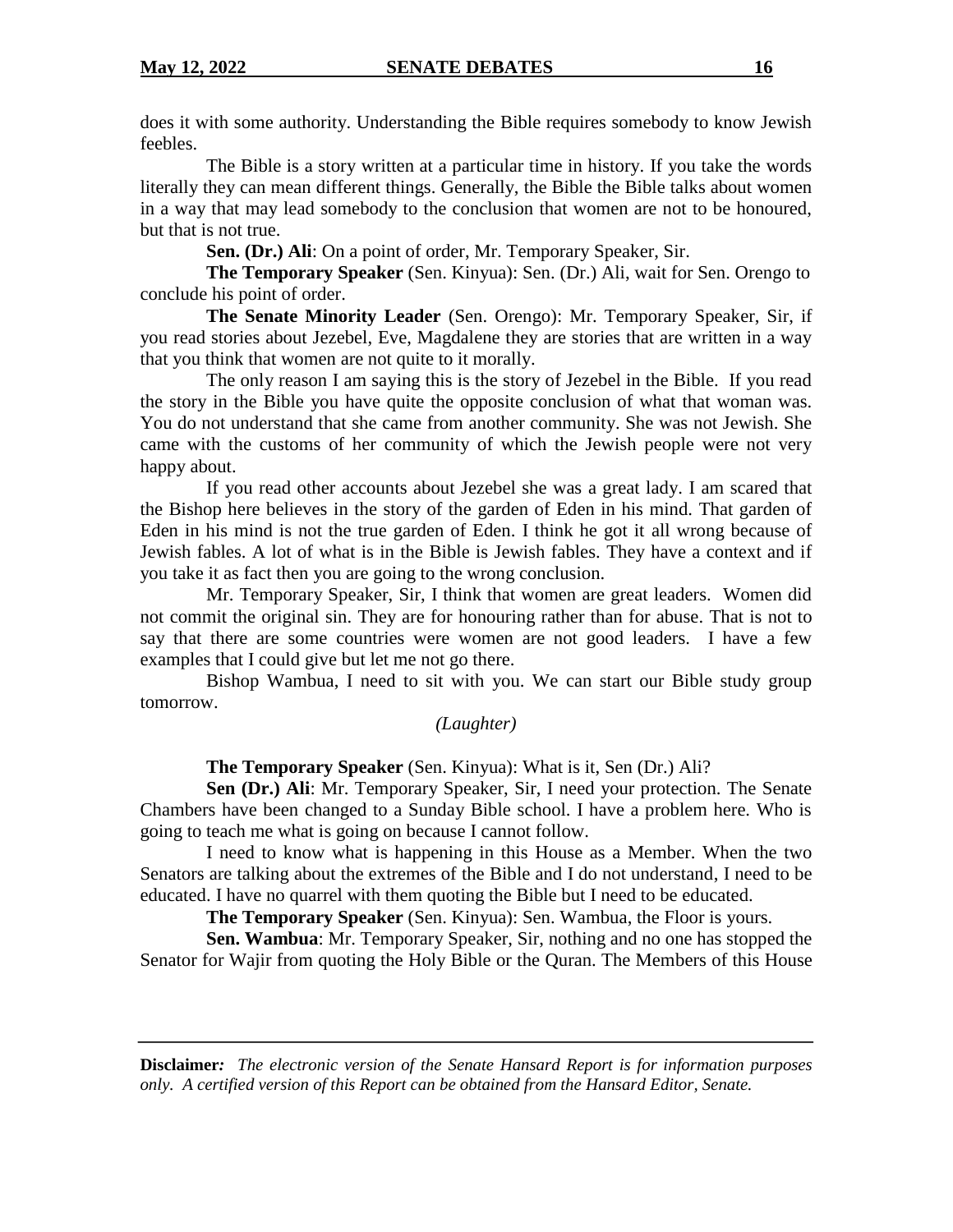does it with some authority. Understanding the Bible requires somebody to know Jewish feebles.

The Bible is a story written at a particular time in history. If you take the words literally they can mean different things. Generally, the Bible the Bible talks about women in a way that may lead somebody to the conclusion that women are not to be honoured, but that is not true.

**Sen. (Dr.) Ali**: On a point of order, Mr. Temporary Speaker, Sir.

**The Temporary Speaker** (Sen. Kinyua): Sen. (Dr.) Ali, wait for Sen. Orengo to conclude his point of order.

**The Senate Minority Leader** (Sen. Orengo): Mr. Temporary Speaker, Sir, if you read stories about Jezebel, Eve, Magdalene they are stories that are written in a way that you think that women are not quite to it morally.

The only reason I am saying this is the story of Jezebel in the Bible. If you read the story in the Bible you have quite the opposite conclusion of what that woman was. You do not understand that she came from another community. She was not Jewish. She came with the customs of her community of which the Jewish people were not very happy about.

If you read other accounts about Jezebel she was a great lady. I am scared that the Bishop here believes in the story of the garden of Eden in his mind. That garden of Eden in his mind is not the true garden of Eden. I think he got it all wrong because of Jewish fables. A lot of what is in the Bible is Jewish fables. They have a context and if you take it as fact then you are going to the wrong conclusion.

Mr. Temporary Speaker, Sir, I think that women are great leaders. Women did not commit the original sin. They are for honouring rather than for abuse. That is not to say that there are some countries were women are not good leaders. I have a few examples that I could give but let me not go there.

Bishop Wambua, I need to sit with you. We can start our Bible study group tomorrow.

*(Laughter)*

**The Temporary Speaker** (Sen. Kinyua): What is it, Sen (Dr.) Ali?

**Sen (Dr.) Ali**: Mr. Temporary Speaker, Sir, I need your protection. The Senate Chambers have been changed to a Sunday Bible school. I have a problem here. Who is going to teach me what is going on because I cannot follow.

I need to know what is happening in this House as a Member. When the two Senators are talking about the extremes of the Bible and I do not understand, I need to be educated. I have no quarrel with them quoting the Bible but I need to be educated.

**The Temporary Speaker** (Sen. Kinyua): Sen. Wambua, the Floor is yours.

**Sen. Wambua**: Mr. Temporary Speaker, Sir, nothing and no one has stopped the Senator for Wajir from quoting the Holy Bible or the Quran. The Members of this House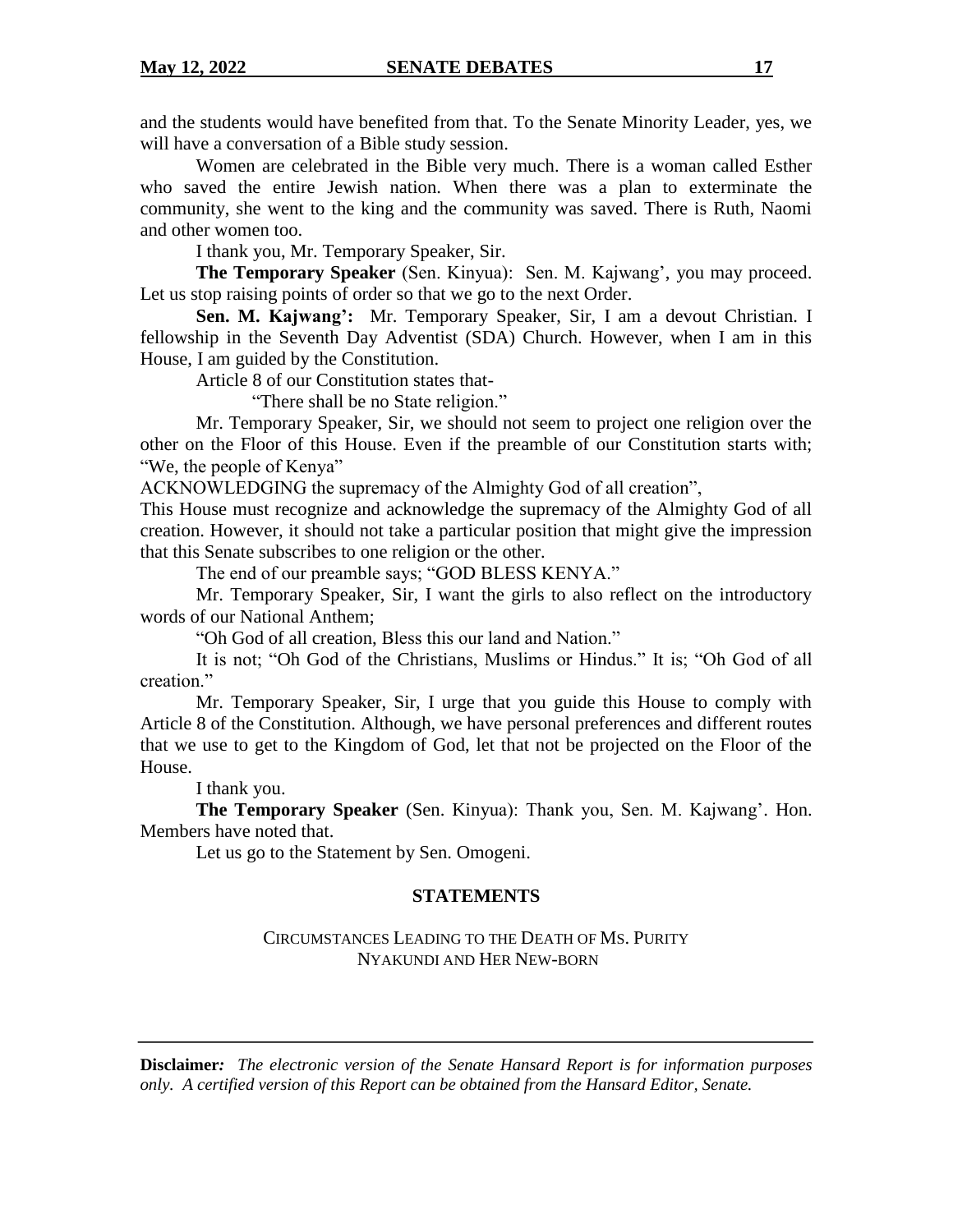and the students would have benefited from that. To the Senate Minority Leader, yes, we will have a conversation of a Bible study session.

Women are celebrated in the Bible very much. There is a woman called Esther who saved the entire Jewish nation. When there was a plan to exterminate the community, she went to the king and the community was saved. There is Ruth, Naomi and other women too.

I thank you, Mr. Temporary Speaker, Sir.

**The Temporary Speaker** (Sen. Kinyua): Sen. M. Kajwang', you may proceed. Let us stop raising points of order so that we go to the next Order.

**Sen. M. Kajwang':** Mr. Temporary Speaker, Sir, I am a devout Christian. I fellowship in the Seventh Day Adventist (SDA) Church. However, when I am in this House, I am guided by the Constitution.

Article 8 of our Constitution states that-

"There shall be no State religion."

Mr. Temporary Speaker, Sir, we should not seem to project one religion over the other on the Floor of this House. Even if the preamble of our Constitution starts with; "We, the people of Kenya"

ACKNOWLEDGING the supremacy of the Almighty God of all creation",

This House must recognize and acknowledge the supremacy of the Almighty God of all creation. However, it should not take a particular position that might give the impression that this Senate subscribes to one religion or the other.

The end of our preamble says; "GOD BLESS KENYA."

Mr. Temporary Speaker, Sir, I want the girls to also reflect on the introductory words of our National Anthem;

"Oh God of all creation, Bless this our land and Nation."

It is not; "Oh God of the Christians, Muslims or Hindus." It is; "Oh God of all creation."

Mr. Temporary Speaker, Sir, I urge that you guide this House to comply with Article 8 of the Constitution. Although, we have personal preferences and different routes that we use to get to the Kingdom of God, let that not be projected on the Floor of the House.

I thank you.

**The Temporary Speaker** (Sen. Kinyua): Thank you, Sen. M. Kajwang'. Hon. Members have noted that.

Let us go to the Statement by Sen. Omogeni.

## STATEMENTS

### CIRCUMSTANCES LEADING TO THE DEATH OF MS. PURITY NYAKUNDI AND HER NEW-BORN

**Disclaimer:** *The electronic version of the Senate Hansard Report is for information purposes only. A certified version of this Report can be obtained from the Hansard Editor, Senate.*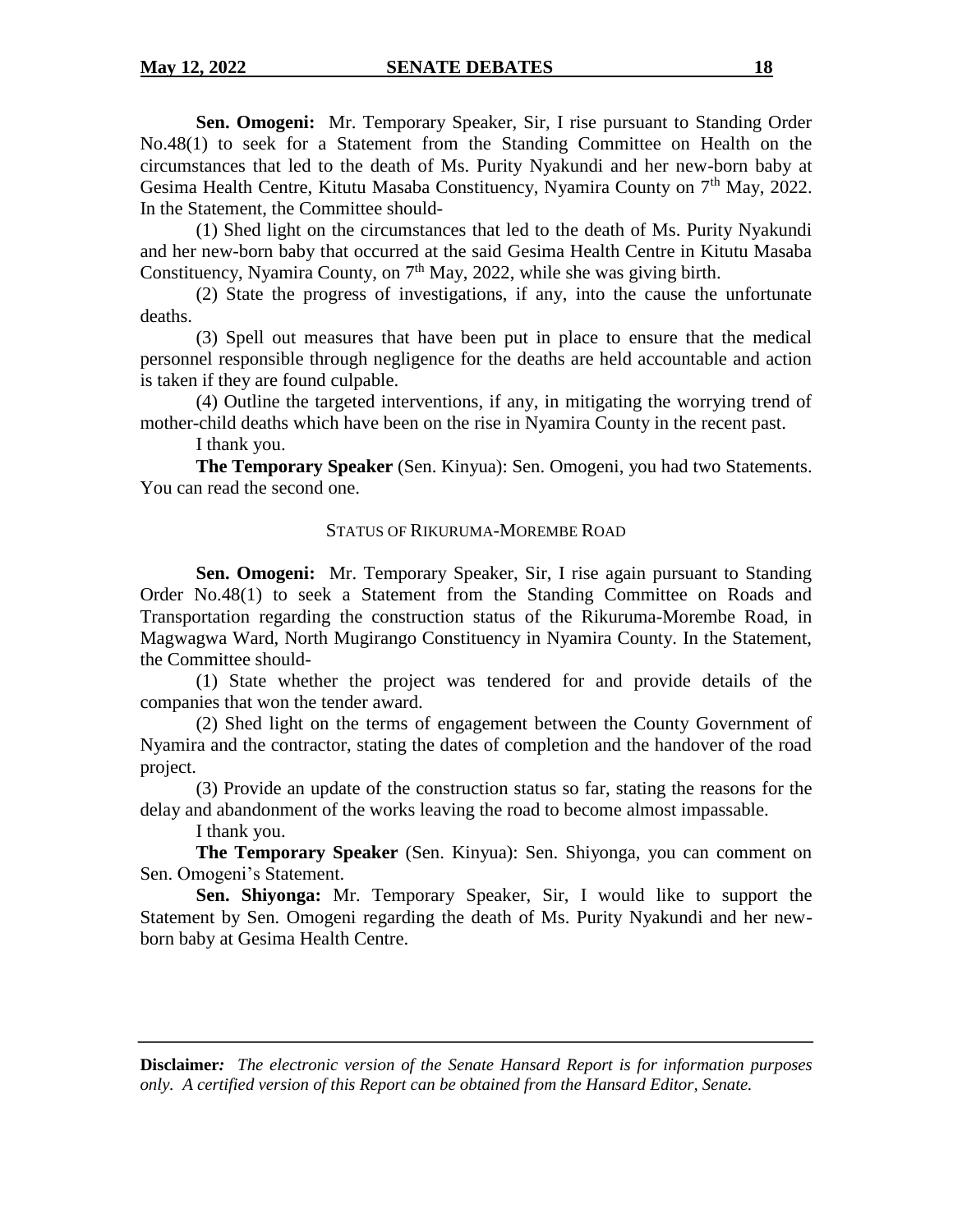**Sen. Omogeni:** Mr. Temporary Speaker, Sir, I rise pursuant to Standing Order No.48(1) to seek for a Statement from the Standing Committee on Health on the circumstances that led to the death of Ms. Purity Nyakundi and her new-born baby at Gesima Health Centre, Kitutu Masaba Constituency, Nyamira County on 7th May, 2022. In the Statement, the Committee should-

(1) Shed light on the circumstances that led to the death of Ms. Purity Nyakundi and her new-born baby that occurred at the said Gesima Health Centre in Kitutu Masaba Constituency, Nyamira County, on 7th May, 2022, while she was giving birth.

(2) State the progress of investigations, if any, into the cause the unfortunate deaths.

(3) Spell out measures that have been put in place to ensure that the medical personnel responsible through negligence for the deaths are held accountable and action is taken if they are found culpable.

(4) Outline the targeted interventions, if any, in mitigating the worrying trend of mother-child deaths which have been on the rise in Nyamira County in the recent past.

I thank you.

**The Temporary Speaker** (Sen. Kinyua): Sen. Omogeni, you had two Statements. You can read the second one.

STATUS OF RIKURUMA-MOREMBE ROAD

**Sen. Omogeni:** Mr. Temporary Speaker, Sir, I rise again pursuant to Standing Order No.48(1) to seek a Statement from the Standing Committee on Roads and Transportation regarding the construction status of the Rikuruma-Morembe Road, in Magwagwa Ward, North Mugirango Constituency in Nyamira County. In the Statement, the Committee should-

(1) State whether the project was tendered for and provide details of the companies that won the tender award.

(2) Shed light on the terms of engagement between the County Government of Nyamira and the contractor, stating the dates of completion and the handover of the road project.

(3) Provide an update of the construction status so far, stating the reasons for the delay and abandonment of the works leaving the road to become almost impassable.

I thank you.

**The Temporary Speaker** (Sen. Kinyua): Sen. Shiyonga, you can comment on Sen. Omogeni's Statement.

**Sen. Shiyonga:** Mr. Temporary Speaker, Sir, I would like to support the Statement by Sen. Omogeni regarding the death of Ms. Purity Nyakundi and her new-born baby at Gesima Health Centre.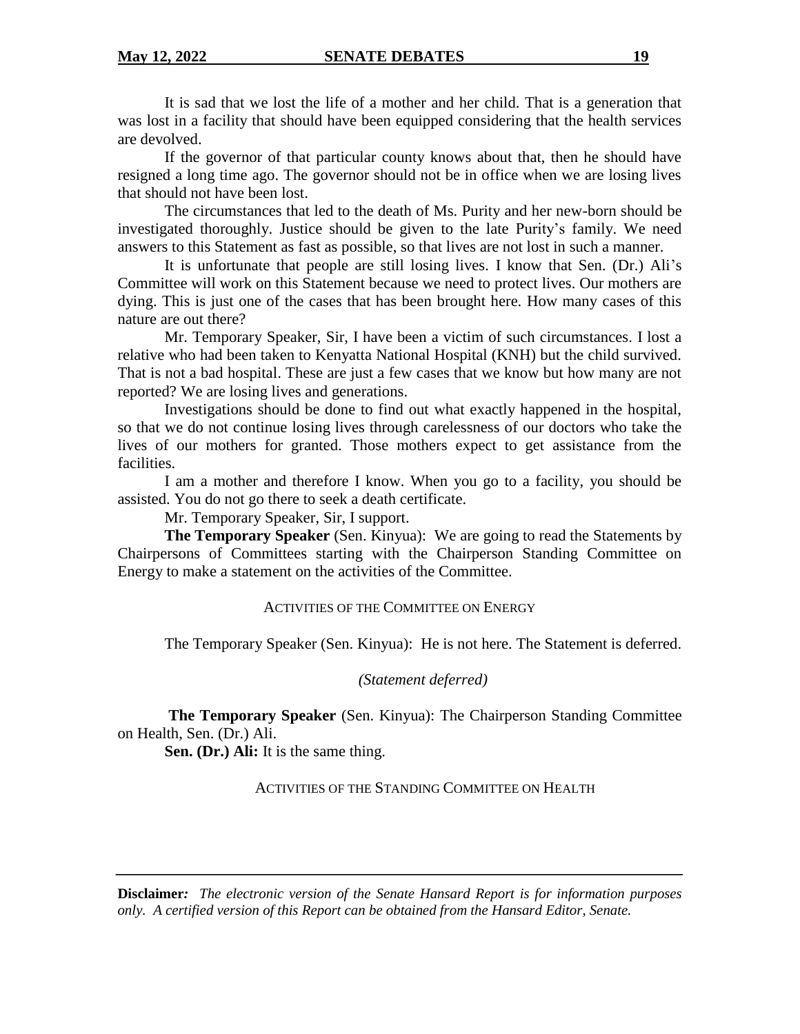It is sad that we lost the life of a mother and her child. That is a generation that was lost in a facility that should have been equipped considering that the health services are devolved.

If the governor of that particular county knows about that, then he should have resigned a long time ago. The governor should not be in office when we are losing lives that should not have been lost.

The circumstances that led to the death of Ms. Purity and her new-born should be investigated thoroughly. Justice should be given to the late Purity's family. We need answers to this Statement as fast as possible, so that lives are not lost in such a manner.

It is unfortunate that people are still losing lives. I know that Sen. (Dr.) Ali's Committee will work on this Statement because we need to protect lives. Our mothers are dying. This is just one of the cases that has been brought here. How many cases of this nature are out there?

Mr. Temporary Speaker, Sir, I have been a victim of such circumstances. I lost a relative who had been taken to Kenyatta National Hospital (KNH) but the child survived. That is not a bad hospital. These are just a few cases that we know but how many are not reported? We are losing lives and generations.

Investigations should be done to find out what exactly happened in the hospital, so that we do not continue losing lives through carelessness of our doctors who take the lives of our mothers for granted. Those mothers expect to get assistance from the facilities.

I am a mother and therefore I know. When you go to a facility, you should be assisted. You do not go there to seek a death certificate.

Mr. Temporary Speaker, Sir, I support.

**The Temporary Speaker** (Sen. Kinyua): We are going to read the Statements by Chairpersons of Committees starting with the Chairperson Standing Committee on Energy to make a statement on the activities of the Committee.

ACTIVITIES OF THE COMMITTEE ON ENERGY

The Temporary Speaker (Sen. Kinyua): He is not here. The Statement is deferred.

*(Statement deferred)*

**The Temporary Speaker** (Sen. Kinyua): The Chairperson Standing Committee on Health, Sen. (Dr.) Ali.

**Sen. (Dr.) Ali:** It is the same thing.

ACTIVITIES OF THE STANDING COMMITTEE ON HEALTH

**Disclaimer***:* *The electronic version of the Senate Hansard Report is for information purposes only. A certified version of this Report can be obtained from the Hansard Editor, Senate.*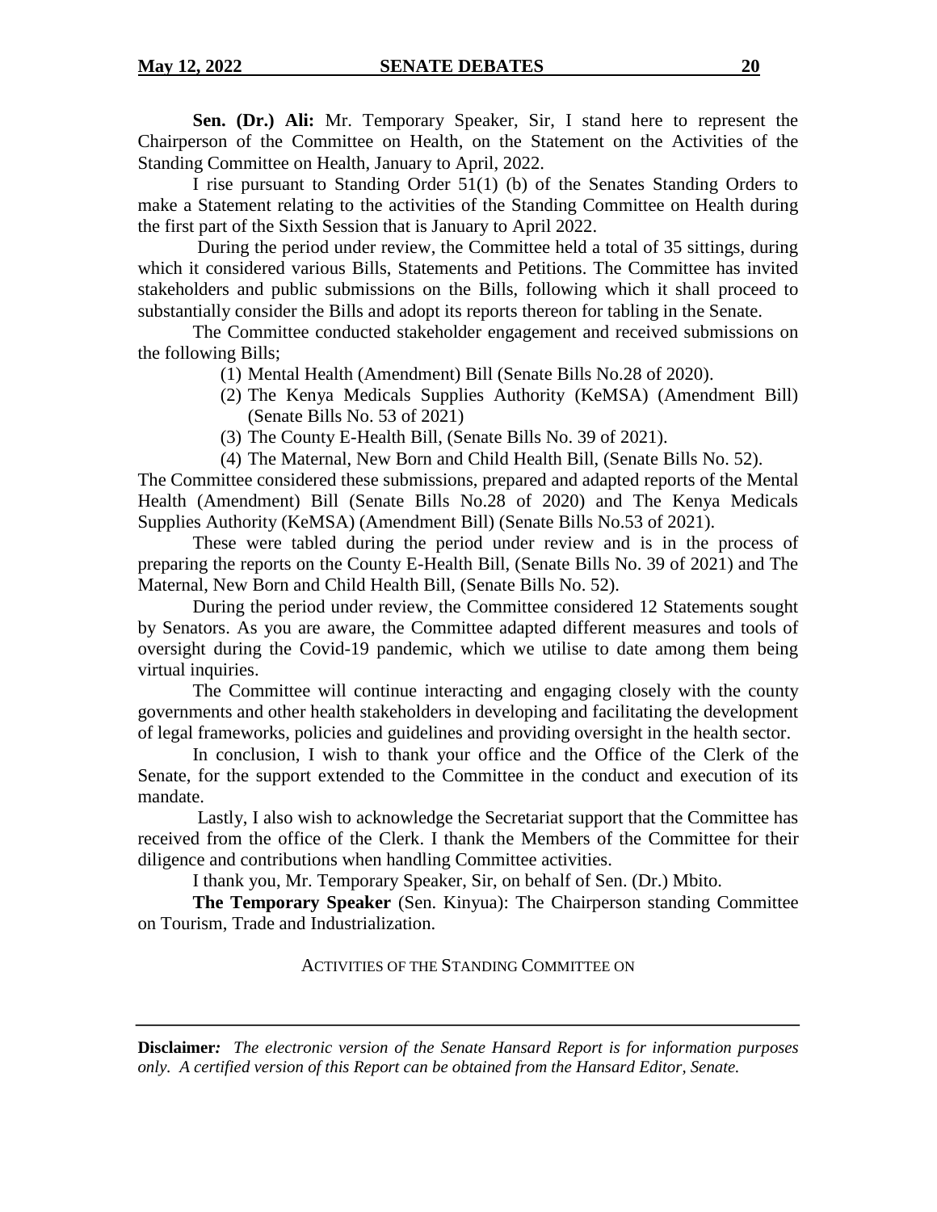**Sen. (Dr.) Ali:** Mr. Temporary Speaker, Sir, I stand here to represent the Chairperson of the Committee on Health, on the Statement on the Activities of the Standing Committee on Health, January to April, 2022.

I rise pursuant to Standing Order 51(1) (b) of the Senates Standing Orders to make a Statement relating to the activities of the Standing Committee on Health during the first part of the Sixth Session that is January to April 2022.

During the period under review, the Committee held a total of 35 sittings, during which it considered various Bills, Statements and Petitions. The Committee has invited stakeholders and public submissions on the Bills, following which it shall proceed to substantially consider the Bills and adopt its reports thereon for tabling in the Senate.

The Committee conducted stakeholder engagement and received submissions on the following Bills;

(1) Mental Health (Amendment) Bill (Senate Bills No.28 of 2020).
(2) The Kenya Medicals Supplies Authority (KeMSA) (Amendment Bill) (Senate Bills No. 53 of 2021)
(3) The County E-Health Bill, (Senate Bills No. 39 of 2021).
(4) The Maternal, New Born and Child Health Bill, (Senate Bills No. 52).

The Committee considered these submissions, prepared and adapted reports of the Mental Health (Amendment) Bill (Senate Bills No.28 of 2020) and The Kenya Medicals Supplies Authority (KeMSA) (Amendment Bill) (Senate Bills No.53 of 2021).

These were tabled during the period under review and is in the process of preparing the reports on the County E-Health Bill, (Senate Bills No. 39 of 2021) and The Maternal, New Born and Child Health Bill, (Senate Bills No. 52).

During the period under review, the Committee considered 12 Statements sought by Senators. As you are aware, the Committee adapted different measures and tools of oversight during the Covid-19 pandemic, which we utilise to date among them being virtual inquiries.

The Committee will continue interacting and engaging closely with the county governments and other health stakeholders in developing and facilitating the development of legal frameworks, policies and guidelines and providing oversight in the health sector.

In conclusion, I wish to thank your office and the Office of the Clerk of the Senate, for the support extended to the Committee in the conduct and execution of its mandate.

Lastly, I also wish to acknowledge the Secretariat support that the Committee has received from the office of the Clerk. I thank the Members of the Committee for their diligence and contributions when handling Committee activities.

I thank you, Mr. Temporary Speaker, Sir, on behalf of Sen. (Dr.) Mbito.

**The Temporary Speaker** (Sen. Kinyua): The Chairperson standing Committee on Tourism, Trade and Industrialization.

ACTIVITIES OF THE STANDING COMMITTEE ON

**Disclaimer***:* *The electronic version of the Senate Hansard Report is for information purposes only. A certified version of this Report can be obtained from the Hansard Editor, Senate.*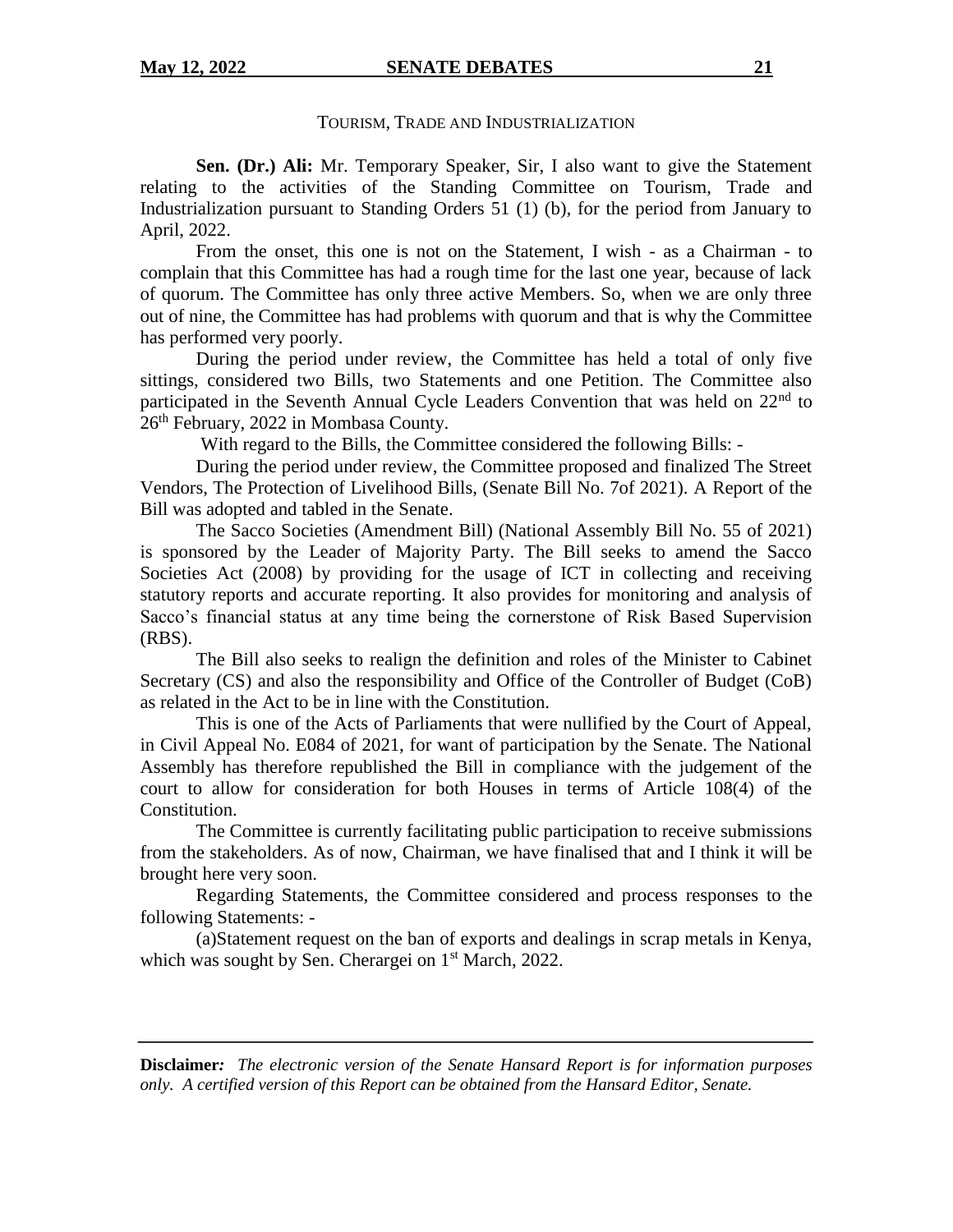TOURISM, TRADE AND INDUSTRIALIZATION

**Sen. (Dr.) Ali:** Mr. Temporary Speaker, Sir, I also want to give the Statement relating to the activities of the Standing Committee on Tourism, Trade and Industrialization pursuant to Standing Orders 51 (1) (b), for the period from January to April, 2022.

From the onset, this one is not on the Statement, I wish - as a Chairman - to complain that this Committee has had a rough time for the last one year, because of lack of quorum. The Committee has only three active Members. So, when we are only three out of nine, the Committee has had problems with quorum and that is why the Committee has performed very poorly.

During the period under review, the Committee has held a total of only five sittings, considered two Bills, two Statements and one Petition. The Committee also participated in the Seventh Annual Cycle Leaders Convention that was held on 22nd to 26th February, 2022 in Mombasa County.

With regard to the Bills, the Committee considered the following Bills: -

During the period under review, the Committee proposed and finalized The Street Vendors, The Protection of Livelihood Bills, (Senate Bill No. 7of 2021). A Report of the Bill was adopted and tabled in the Senate.

The Sacco Societies (Amendment Bill) (National Assembly Bill No. 55 of 2021) is sponsored by the Leader of Majority Party. The Bill seeks to amend the Sacco Societies Act (2008) by providing for the usage of ICT in collecting and receiving statutory reports and accurate reporting. It also provides for monitoring and analysis of Sacco's financial status at any time being the cornerstone of Risk Based Supervision (RBS).

The Bill also seeks to realign the definition and roles of the Minister to Cabinet Secretary (CS) and also the responsibility and Office of the Controller of Budget (CoB) as related in the Act to be in line with the Constitution.

This is one of the Acts of Parliaments that were nullified by the Court of Appeal, in Civil Appeal No. E084 of 2021, for want of participation by the Senate. The National Assembly has therefore republished the Bill in compliance with the judgement of the court to allow for consideration for both Houses in terms of Article 108(4) of the Constitution.

The Committee is currently facilitating public participation to receive submissions from the stakeholders. As of now, Chairman, we have finalised that and I think it will be brought here very soon.

Regarding Statements, the Committee considered and process responses to the following Statements: -

(a)Statement request on the ban of exports and dealings in scrap metals in Kenya, which was sought by Sen. Cherargei on 1st March, 2022.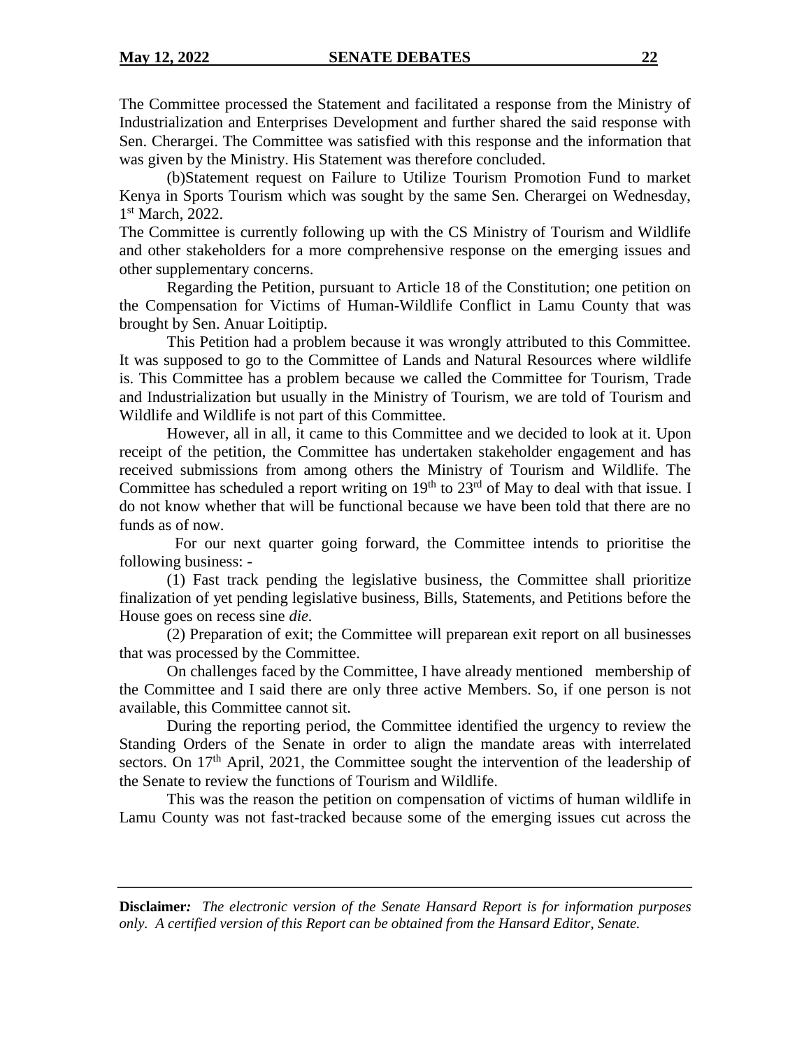The Committee processed the Statement and facilitated a response from the Ministry of Industrialization and Enterprises Development and further shared the said response with Sen. Cherargei. The Committee was satisfied with this response and the information that was given by the Ministry. His Statement was therefore concluded.

(b)Statement request on Failure to Utilize Tourism Promotion Fund to market Kenya in Sports Tourism which was sought by the same Sen. Cherargei on Wednesday, 1st March, 2022.

The Committee is currently following up with the CS Ministry of Tourism and Wildlife and other stakeholders for a more comprehensive response on the emerging issues and other supplementary concerns.

Regarding the Petition, pursuant to Article 18 of the Constitution; one petition on the Compensation for Victims of Human-Wildlife Conflict in Lamu County that was brought by Sen. Anuar Loitiptip.

This Petition had a problem because it was wrongly attributed to this Committee. It was supposed to go to the Committee of Lands and Natural Resources where wildlife is. This Committee has a problem because we called the Committee for Tourism, Trade and Industrialization but usually in the Ministry of Tourism, we are told of Tourism and Wildlife and Wildlife is not part of this Committee.

However, all in all, it came to this Committee and we decided to look at it. Upon receipt of the petition, the Committee has undertaken stakeholder engagement and has received submissions from among others the Ministry of Tourism and Wildlife. The Committee has scheduled a report writing on 19th to 23rd of May to deal with that issue. I do not know whether that will be functional because we have been told that there are no funds as of now.

For our next quarter going forward, the Committee intends to prioritise the following business: -

(1) Fast track pending the legislative business, the Committee shall prioritize finalization of yet pending legislative business, Bills, Statements, and Petitions before the House goes on recess sine *die.*

(2) Preparation of exit; the Committee will preparean exit report on all businesses that was processed by the Committee.

On challenges faced by the Committee, I have already mentioned membership of the Committee and I said there are only three active Members. So, if one person is not available, this Committee cannot sit.

During the reporting period, the Committee identified the urgency to review the Standing Orders of the Senate in order to align the mandate areas with interrelated sectors. On 17th April, 2021, the Committee sought the intervention of the leadership of the Senate to review the functions of Tourism and Wildlife.

This was the reason the petition on compensation of victims of human wildlife in Lamu County was not fast-tracked because some of the emerging issues cut across the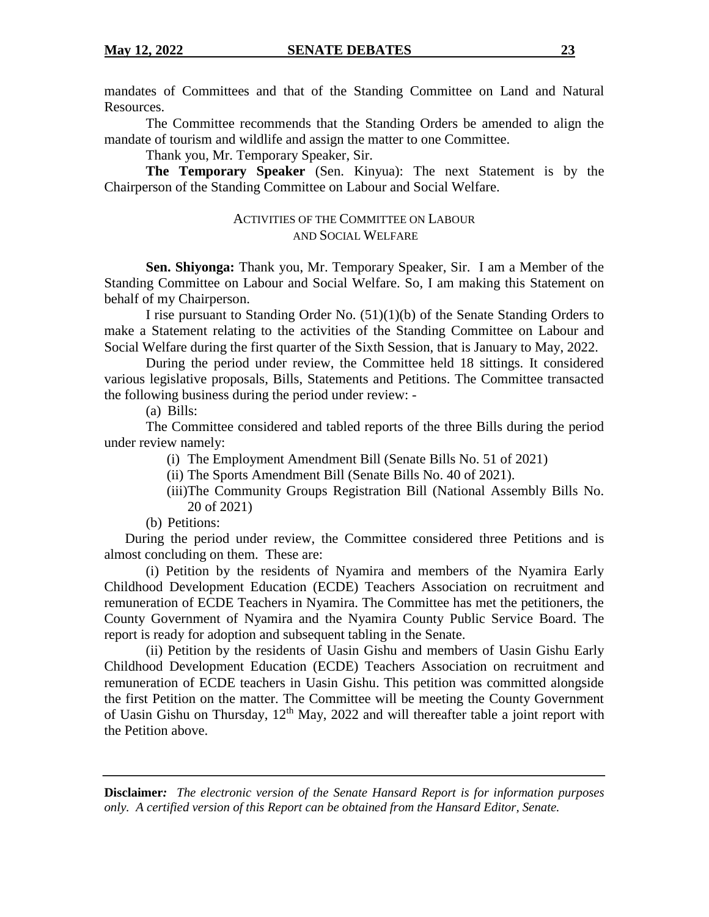mandates of Committees and that of the Standing Committee on Land and Natural Resources.

The Committee recommends that the Standing Orders be amended to align the mandate of tourism and wildlife and assign the matter to one Committee.

Thank you, Mr. Temporary Speaker, Sir.

**The Temporary Speaker** (Sen. Kinyua): The next Statement is by the Chairperson of the Standing Committee on Labour and Social Welfare.

### ACTIVITIES OF THE COMMITTEE ON LABOUR AND SOCIAL WELFARE

**Sen. Shiyonga:** Thank you, Mr. Temporary Speaker, Sir. I am a Member of the Standing Committee on Labour and Social Welfare. So, I am making this Statement on behalf of my Chairperson.

I rise pursuant to Standing Order No. (51)(1)(b) of the Senate Standing Orders to make a Statement relating to the activities of the Standing Committee on Labour and Social Welfare during the first quarter of the Sixth Session, that is January to May, 2022.

During the period under review, the Committee held 18 sittings. It considered various legislative proposals, Bills, Statements and Petitions. The Committee transacted the following business during the period under review: -

(a) Bills:

The Committee considered and tabled reports of the three Bills during the period under review namely:

(i) The Employment Amendment Bill (Senate Bills No. 51 of 2021)

(ii) The Sports Amendment Bill (Senate Bills No. 40 of 2021).

(iii)The Community Groups Registration Bill (National Assembly Bills No. 20 of 2021)

(b) Petitions:

During the period under review, the Committee considered three Petitions and is almost concluding on them. These are:

(i) Petition by the residents of Nyamira and members of the Nyamira Early Childhood Development Education (ECDE) Teachers Association on recruitment and remuneration of ECDE Teachers in Nyamira. The Committee has met the petitioners, the County Government of Nyamira and the Nyamira County Public Service Board. The report is ready for adoption and subsequent tabling in the Senate.

(ii) Petition by the residents of Uasin Gishu and members of Uasin Gishu Early Childhood Development Education (ECDE) Teachers Association on recruitment and remuneration of ECDE teachers in Uasin Gishu. This petition was committed alongside the first Petition on the matter. The Committee will be meeting the County Government of Uasin Gishu on Thursday, 12th May, 2022 and will thereafter table a joint report with the Petition above.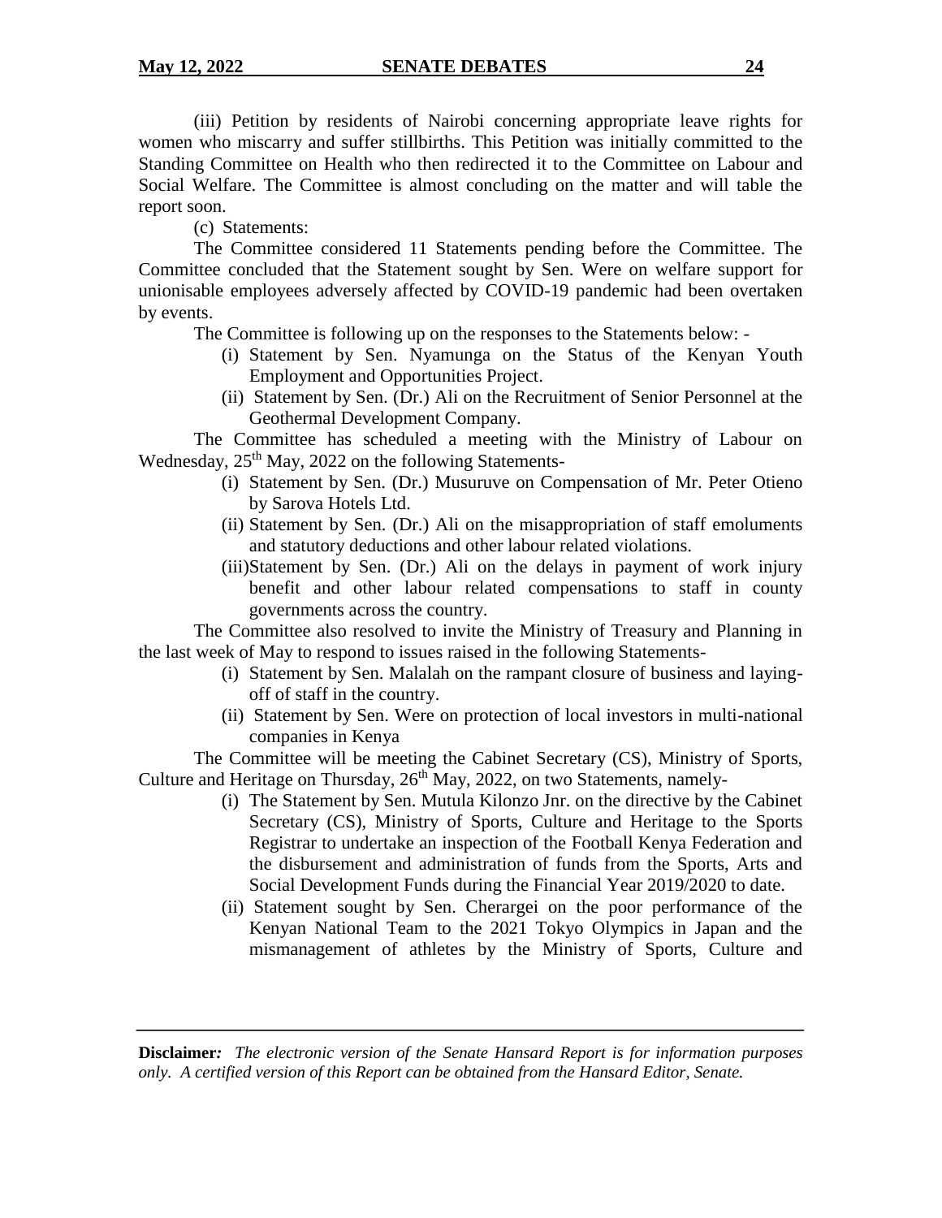(iii) Petition by residents of Nairobi concerning appropriate leave rights for women who miscarry and suffer stillbirths. This Petition was initially committed to the Standing Committee on Health who then redirected it to the Committee on Labour and Social Welfare. The Committee is almost concluding on the matter and will table the report soon.

(c) Statements:

The Committee considered 11 Statements pending before the Committee. The Committee concluded that the Statement sought by Sen. Were on welfare support for unionisable employees adversely affected by COVID-19 pandemic had been overtaken by events.

The Committee is following up on the responses to the Statements below: -

(i) Statement by Sen. Nyamunga on the Status of the Kenyan Youth Employment and Opportunities Project.

(ii) Statement by Sen. (Dr.) Ali on the Recruitment of Senior Personnel at the Geothermal Development Company.

The Committee has scheduled a meeting with the Ministry of Labour on Wednesday, 25th May, 2022 on the following Statements-

(i) Statement by Sen. (Dr.) Musuruve on Compensation of Mr. Peter Otieno by Sarova Hotels Ltd.

(ii) Statement by Sen. (Dr.) Ali on the misappropriation of staff emoluments and statutory deductions and other labour related violations.

(iii) Statement by Sen. (Dr.) Ali on the delays in payment of work injury benefit and other labour related compensations to staff in county governments across the country.

The Committee also resolved to invite the Ministry of Treasury and Planning in the last week of May to respond to issues raised in the following Statements-

(i) Statement by Sen. Malalah on the rampant closure of business and laying-off of staff in the country.

(ii) Statement by Sen. Were on protection of local investors in multi-national companies in Kenya

The Committee will be meeting the Cabinet Secretary (CS), Ministry of Sports, Culture and Heritage on Thursday, 26th May, 2022, on two Statements, namely-

(i) The Statement by Sen. Mutula Kilonzo Jnr. on the directive by the Cabinet Secretary (CS), Ministry of Sports, Culture and Heritage to the Sports Registrar to undertake an inspection of the Football Kenya Federation and the disbursement and administration of funds from the Sports, Arts and Social Development Funds during the Financial Year 2019/2020 to date.

(ii) Statement sought by Sen. Cherargei on the poor performance of the Kenyan National Team to the 2021 Tokyo Olympics in Japan and the mismanagement of athletes by the Ministry of Sports, Culture and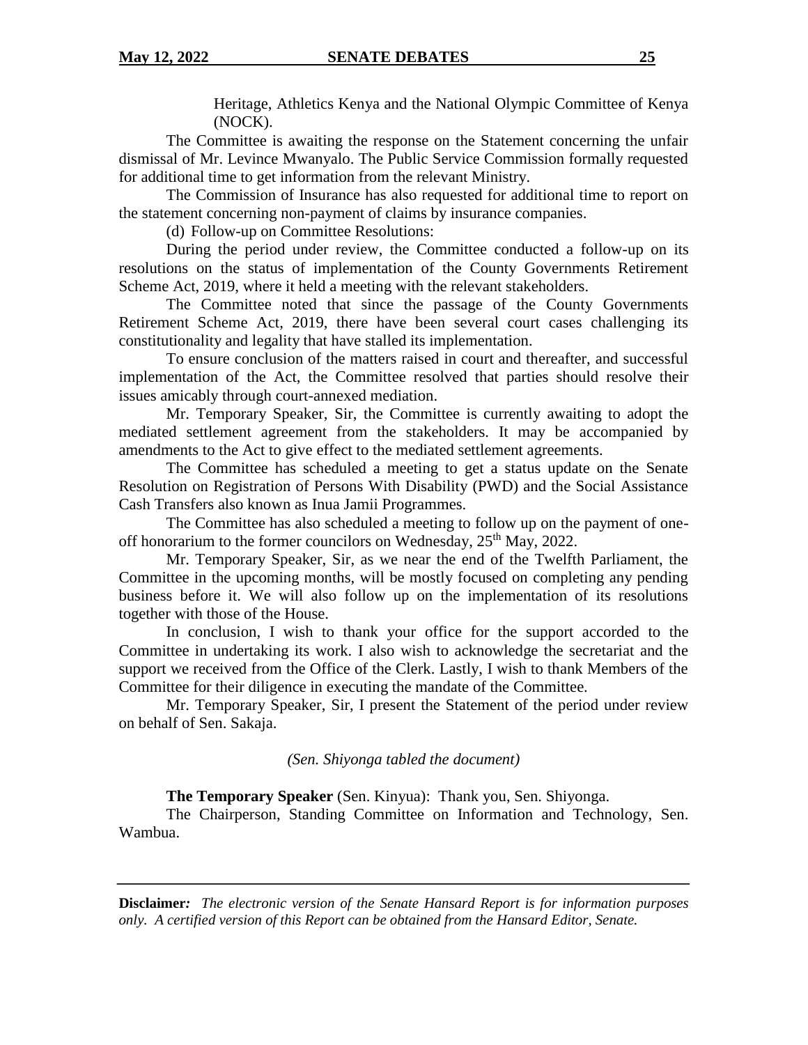Heritage, Athletics Kenya and the National Olympic Committee of Kenya (NOCK).

The Committee is awaiting the response on the Statement concerning the unfair dismissal of Mr. Levince Mwanyalo. The Public Service Commission formally requested for additional time to get information from the relevant Ministry.

The Commission of Insurance has also requested for additional time to report on the statement concerning non-payment of claims by insurance companies.

(d) Follow-up on Committee Resolutions:

During the period under review, the Committee conducted a follow-up on its resolutions on the status of implementation of the County Governments Retirement Scheme Act, 2019, where it held a meeting with the relevant stakeholders.

The Committee noted that since the passage of the County Governments Retirement Scheme Act, 2019, there have been several court cases challenging its constitutionality and legality that have stalled its implementation.

To ensure conclusion of the matters raised in court and thereafter, and successful implementation of the Act, the Committee resolved that parties should resolve their issues amicably through court-annexed mediation.

Mr. Temporary Speaker, Sir, the Committee is currently awaiting to adopt the mediated settlement agreement from the stakeholders. It may be accompanied by amendments to the Act to give effect to the mediated settlement agreements.

The Committee has scheduled a meeting to get a status update on the Senate Resolution on Registration of Persons With Disability (PWD) and the Social Assistance Cash Transfers also known as Inua Jamii Programmes.

The Committee has also scheduled a meeting to follow up on the payment of one-off honorarium to the former councilors on Wednesday, 25th May, 2022.

Mr. Temporary Speaker, Sir, as we near the end of the Twelfth Parliament, the Committee in the upcoming months, will be mostly focused on completing any pending business before it. We will also follow up on the implementation of its resolutions together with those of the House.

In conclusion, I wish to thank your office for the support accorded to the Committee in undertaking its work. I also wish to acknowledge the secretariat and the support we received from the Office of the Clerk. Lastly, I wish to thank Members of the Committee for their diligence in executing the mandate of the Committee.

Mr. Temporary Speaker, Sir, I present the Statement of the period under review on behalf of Sen. Sakaja.

*(Sen. Shiyonga tabled the document)*

**The Temporary Speaker** (Sen. Kinyua): Thank you, Sen. Shiyonga.

The Chairperson, Standing Committee on Information and Technology, Sen. Wambua.

**Disclaimer***:* *The electronic version of the Senate Hansard Report is for information purposes only. A certified version of this Report can be obtained from the Hansard Editor, Senate.*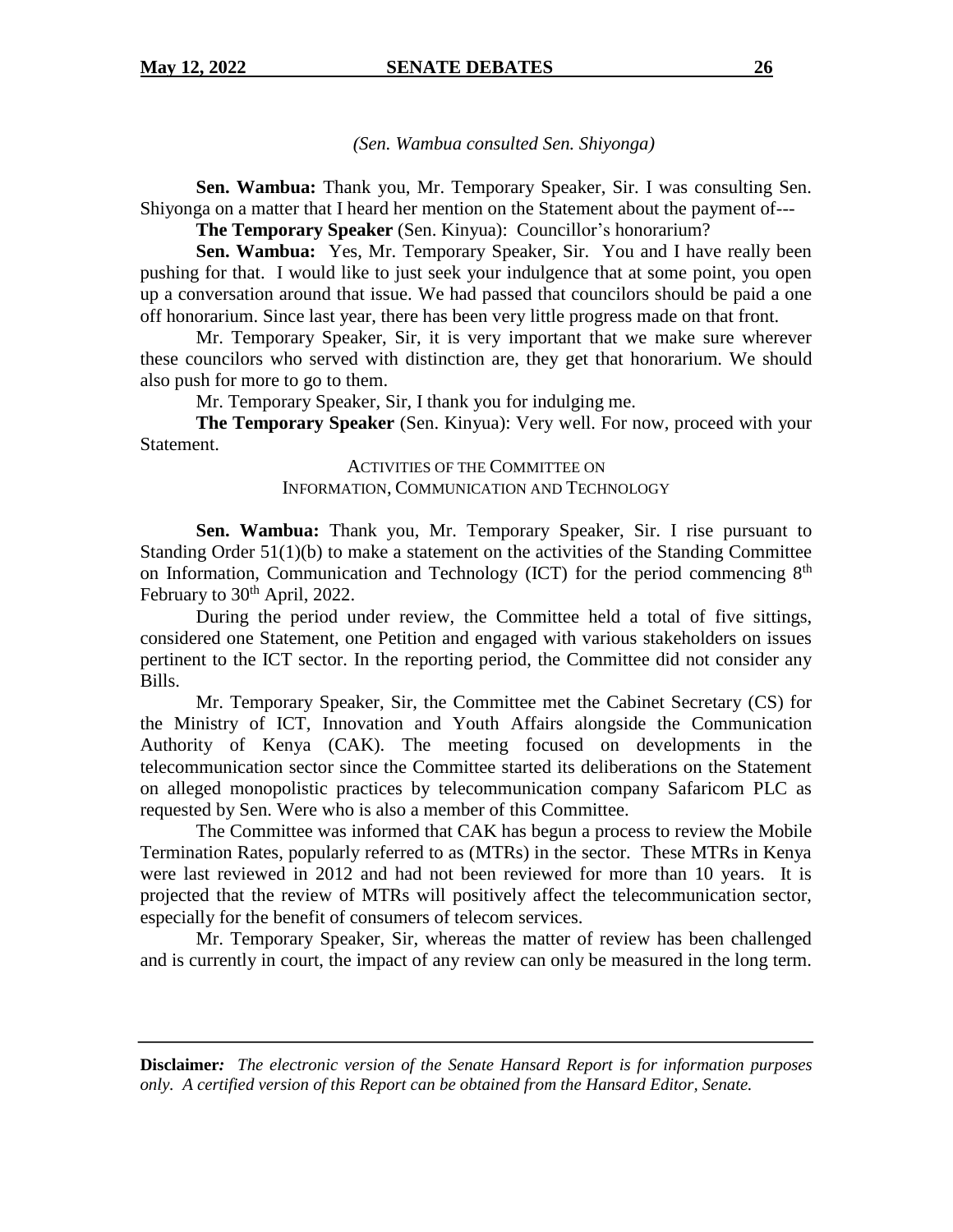*(Sen. Wambua consulted Sen. Shiyonga)*

**Sen. Wambua:** Thank you, Mr. Temporary Speaker, Sir. I was consulting Sen. Shiyonga on a matter that I heard her mention on the Statement about the payment of---

**The Temporary Speaker** (Sen. Kinyua): Councillor's honorarium?

**Sen. Wambua:** Yes, Mr. Temporary Speaker, Sir. You and I have really been pushing for that. I would like to just seek your indulgence that at some point, you open up a conversation around that issue. We had passed that councilors should be paid a one off honorarium. Since last year, there has been very little progress made on that front.

Mr. Temporary Speaker, Sir, it is very important that we make sure wherever these councilors who served with distinction are, they get that honorarium. We should also push for more to go to them.

Mr. Temporary Speaker, Sir, I thank you for indulging me.

**The Temporary Speaker** (Sen. Kinyua): Very well. For now, proceed with your Statement.

## ACTIVITIES OF THE COMMITTEE ON INFORMATION, COMMUNICATION AND TECHNOLOGY

**Sen. Wambua:** Thank you, Mr. Temporary Speaker, Sir. I rise pursuant to Standing Order 51(1)(b) to make a statement on the activities of the Standing Committee on Information, Communication and Technology (ICT) for the period commencing 8th February to 30th April, 2022.

During the period under review, the Committee held a total of five sittings, considered one Statement, one Petition and engaged with various stakeholders on issues pertinent to the ICT sector. In the reporting period, the Committee did not consider any Bills.

Mr. Temporary Speaker, Sir, the Committee met the Cabinet Secretary (CS) for the Ministry of ICT, Innovation and Youth Affairs alongside the Communication Authority of Kenya (CAK). The meeting focused on developments in the telecommunication sector since the Committee started its deliberations on the Statement on alleged monopolistic practices by telecommunication company Safaricom PLC as requested by Sen. Were who is also a member of this Committee.

The Committee was informed that CAK has begun a process to review the Mobile Termination Rates, popularly referred to as (MTRs) in the sector. These MTRs in Kenya were last reviewed in 2012 and had not been reviewed for more than 10 years. It is projected that the review of MTRs will positively affect the telecommunication sector, especially for the benefit of consumers of telecom services.

Mr. Temporary Speaker, Sir, whereas the matter of review has been challenged and is currently in court, the impact of any review can only be measured in the long term.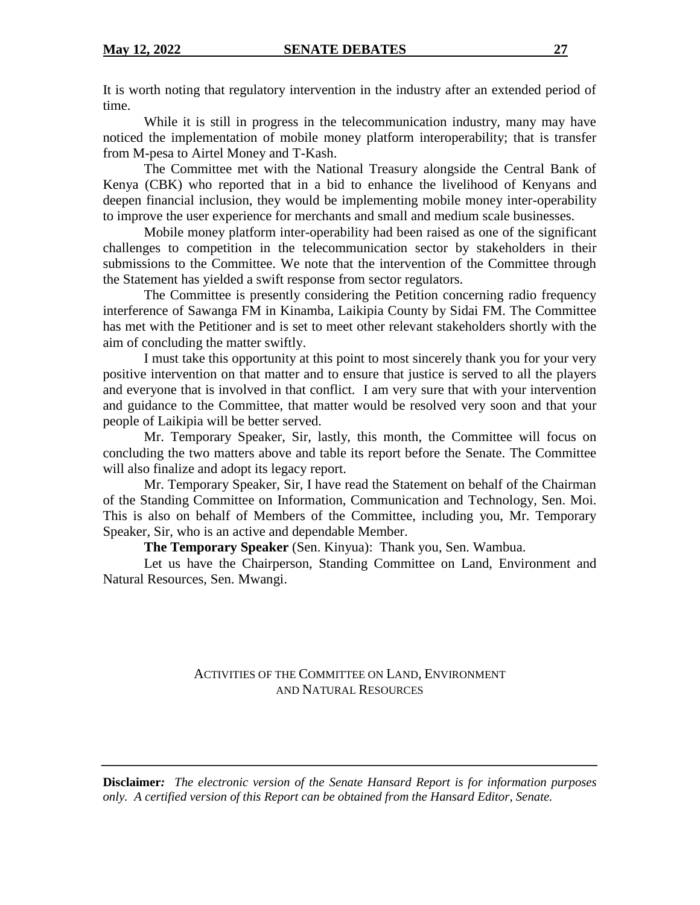It is worth noting that regulatory intervention in the industry after an extended period of time.

While it is still in progress in the telecommunication industry, many may have noticed the implementation of mobile money platform interoperability; that is transfer from M-pesa to Airtel Money and T-Kash.

The Committee met with the National Treasury alongside the Central Bank of Kenya (CBK) who reported that in a bid to enhance the livelihood of Kenyans and deepen financial inclusion, they would be implementing mobile money inter-operability to improve the user experience for merchants and small and medium scale businesses.

Mobile money platform inter-operability had been raised as one of the significant challenges to competition in the telecommunication sector by stakeholders in their submissions to the Committee. We note that the intervention of the Committee through the Statement has yielded a swift response from sector regulators.

The Committee is presently considering the Petition concerning radio frequency interference of Sawanga FM in Kinamba, Laikipia County by Sidai FM. The Committee has met with the Petitioner and is set to meet other relevant stakeholders shortly with the aim of concluding the matter swiftly.

I must take this opportunity at this point to most sincerely thank you for your very positive intervention on that matter and to ensure that justice is served to all the players and everyone that is involved in that conflict. I am very sure that with your intervention and guidance to the Committee, that matter would be resolved very soon and that your people of Laikipia will be better served.

Mr. Temporary Speaker, Sir, lastly, this month, the Committee will focus on concluding the two matters above and table its report before the Senate. The Committee will also finalize and adopt its legacy report.

Mr. Temporary Speaker, Sir, I have read the Statement on behalf of the Chairman of the Standing Committee on Information, Communication and Technology, Sen. Moi. This is also on behalf of Members of the Committee, including you, Mr. Temporary Speaker, Sir, who is an active and dependable Member.

**The Temporary Speaker** (Sen. Kinyua): Thank you, Sen. Wambua.

Let us have the Chairperson, Standing Committee on Land, Environment and Natural Resources, Sen. Mwangi.

## ACTIVITIES OF THE COMMITTEE ON LAND, ENVIRONMENT AND NATURAL RESOURCES

**Disclaimer:** *The electronic version of the Senate Hansard Report is for information purposes only. A certified version of this Report can be obtained from the Hansard Editor, Senate.*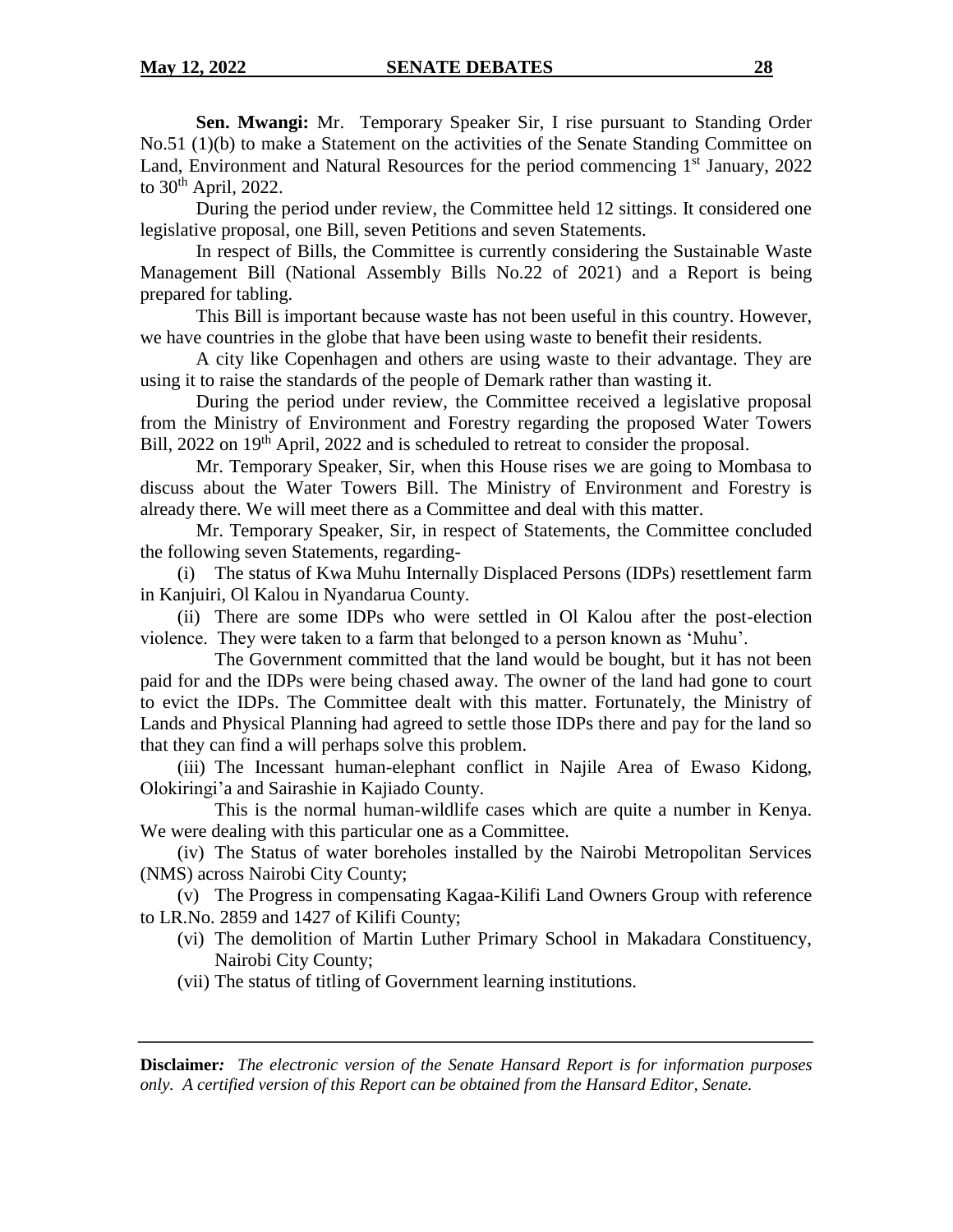**Sen. Mwangi:** Mr. Temporary Speaker Sir, I rise pursuant to Standing Order No.51 (1)(b) to make a Statement on the activities of the Senate Standing Committee on Land, Environment and Natural Resources for the period commencing 1st January, 2022 to 30th April, 2022.

During the period under review, the Committee held 12 sittings. It considered one legislative proposal, one Bill, seven Petitions and seven Statements.

In respect of Bills, the Committee is currently considering the Sustainable Waste Management Bill (National Assembly Bills No.22 of 2021) and a Report is being prepared for tabling.

This Bill is important because waste has not been useful in this country. However, we have countries in the globe that have been using waste to benefit their residents.

A city like Copenhagen and others are using waste to their advantage. They are using it to raise the standards of the people of Demark rather than wasting it.

During the period under review, the Committee received a legislative proposal from the Ministry of Environment and Forestry regarding the proposed Water Towers Bill, 2022 on 19th April, 2022 and is scheduled to retreat to consider the proposal.

Mr. Temporary Speaker, Sir, when this House rises we are going to Mombasa to discuss about the Water Towers Bill. The Ministry of Environment and Forestry is already there. We will meet there as a Committee and deal with this matter.

Mr. Temporary Speaker, Sir, in respect of Statements, the Committee concluded the following seven Statements, regarding-

(i) The status of Kwa Muhu Internally Displaced Persons (IDPs) resettlement farm in Kanjuiri, Ol Kalou in Nyandarua County.

(ii) There are some IDPs who were settled in Ol Kalou after the post-election violence. They were taken to a farm that belonged to a person known as 'Muhu'.

The Government committed that the land would be bought, but it has not been paid for and the IDPs were being chased away. The owner of the land had gone to court to evict the IDPs. The Committee dealt with this matter. Fortunately, the Ministry of Lands and Physical Planning had agreed to settle those IDPs there and pay for the land so that they can find a will perhaps solve this problem.

(iii) The Incessant human-elephant conflict in Najile Area of Ewaso Kidong, Olokiringi'a and Sairashie in Kajiado County.

This is the normal human-wildlife cases which are quite a number in Kenya. We were dealing with this particular one as a Committee.

(iv) The Status of water boreholes installed by the Nairobi Metropolitan Services (NMS) across Nairobi City County;

(v) The Progress in compensating Kagaa-Kilifi Land Owners Group with reference to LR.No. 2859 and 1427 of Kilifi County;

(vi) The demolition of Martin Luther Primary School in Makadara Constituency, Nairobi City County;

(vii) The status of titling of Government learning institutions.

**Disclaimer***:* *The electronic version of the Senate Hansard Report is for information purposes only. A certified version of this Report can be obtained from the Hansard Editor, Senate.*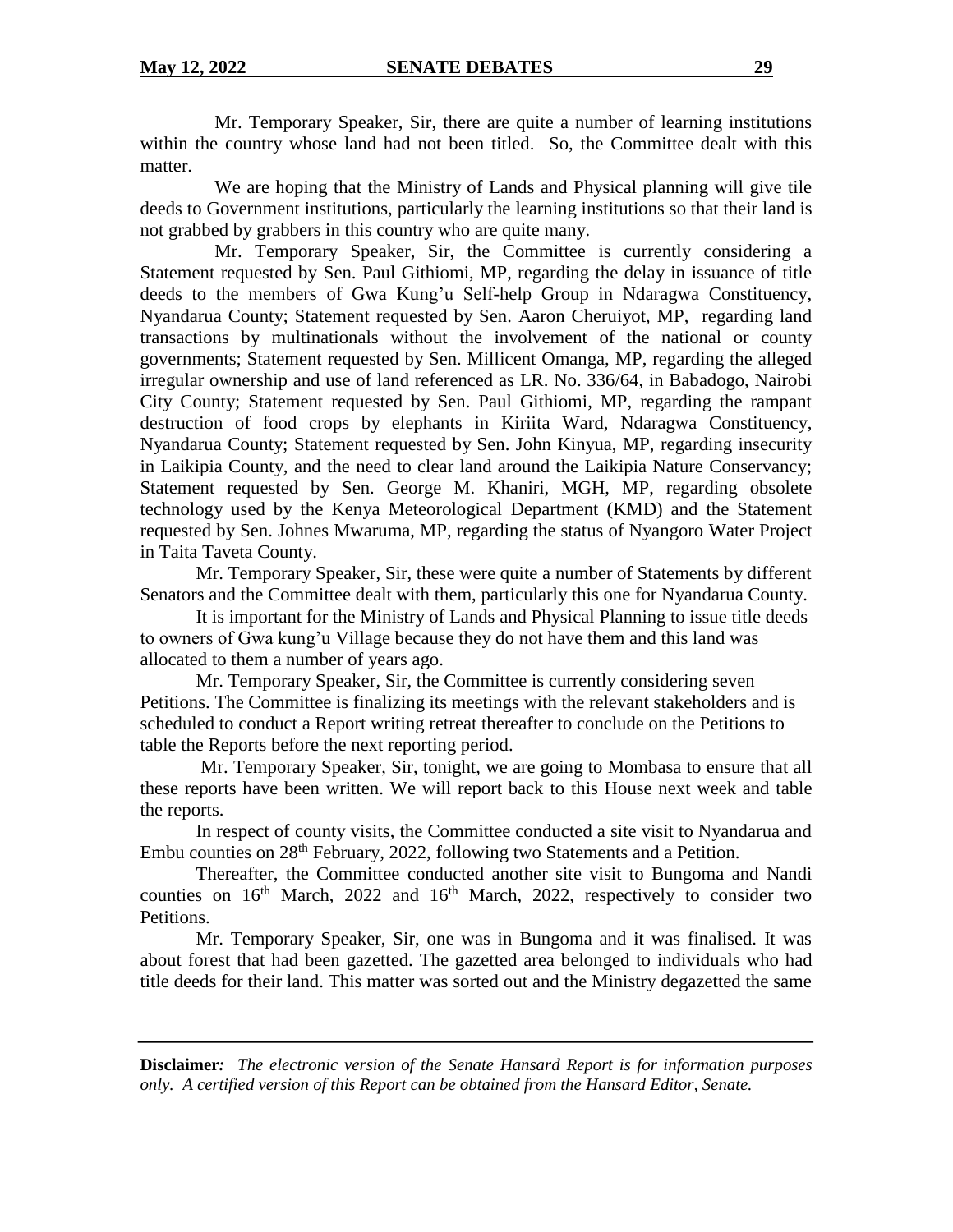Mr. Temporary Speaker, Sir, there are quite a number of learning institutions within the country whose land had not been titled. So, the Committee dealt with this matter.

We are hoping that the Ministry of Lands and Physical planning will give tile deeds to Government institutions, particularly the learning institutions so that their land is not grabbed by grabbers in this country who are quite many.

Mr. Temporary Speaker, Sir, the Committee is currently considering a Statement requested by Sen. Paul Githiomi, MP, regarding the delay in issuance of title deeds to the members of Gwa Kung'u Self-help Group in Ndaragwa Constituency, Nyandarua County; Statement requested by Sen. Aaron Cheruiyot, MP, regarding land transactions by multinationals without the involvement of the national or county governments; Statement requested by Sen. Millicent Omanga, MP, regarding the alleged irregular ownership and use of land referenced as LR. No. 336/64, in Babadogo, Nairobi City County; Statement requested by Sen. Paul Githiomi, MP, regarding the rampant destruction of food crops by elephants in Kiriita Ward, Ndaragwa Constituency, Nyandarua County; Statement requested by Sen. John Kinyua, MP, regarding insecurity in Laikipia County, and the need to clear land around the Laikipia Nature Conservancy; Statement requested by Sen. George M. Khaniri, MGH, MP, regarding obsolete technology used by the Kenya Meteorological Department (KMD) and the Statement requested by Sen. Johnes Mwaruma, MP, regarding the status of Nyangoro Water Project in Taita Taveta County.

Mr. Temporary Speaker, Sir, these were quite a number of Statements by different Senators and the Committee dealt with them, particularly this one for Nyandarua County.

It is important for the Ministry of Lands and Physical Planning to issue title deeds to owners of Gwa kung'u Village because they do not have them and this land was allocated to them a number of years ago.

Mr. Temporary Speaker, Sir, the Committee is currently considering seven Petitions. The Committee is finalizing its meetings with the relevant stakeholders and is scheduled to conduct a Report writing retreat thereafter to conclude on the Petitions to table the Reports before the next reporting period.

Mr. Temporary Speaker, Sir, tonight, we are going to Mombasa to ensure that all these reports have been written. We will report back to this House next week and table the reports.

In respect of county visits, the Committee conducted a site visit to Nyandarua and Embu counties on 28th February, 2022, following two Statements and a Petition.

Thereafter, the Committee conducted another site visit to Bungoma and Nandi counties on 16th March, 2022 and 16th March, 2022, respectively to consider two Petitions.

Mr. Temporary Speaker, Sir, one was in Bungoma and it was finalised. It was about forest that had been gazetted. The gazetted area belonged to individuals who had title deeds for their land. This matter was sorted out and the Ministry degazetted the same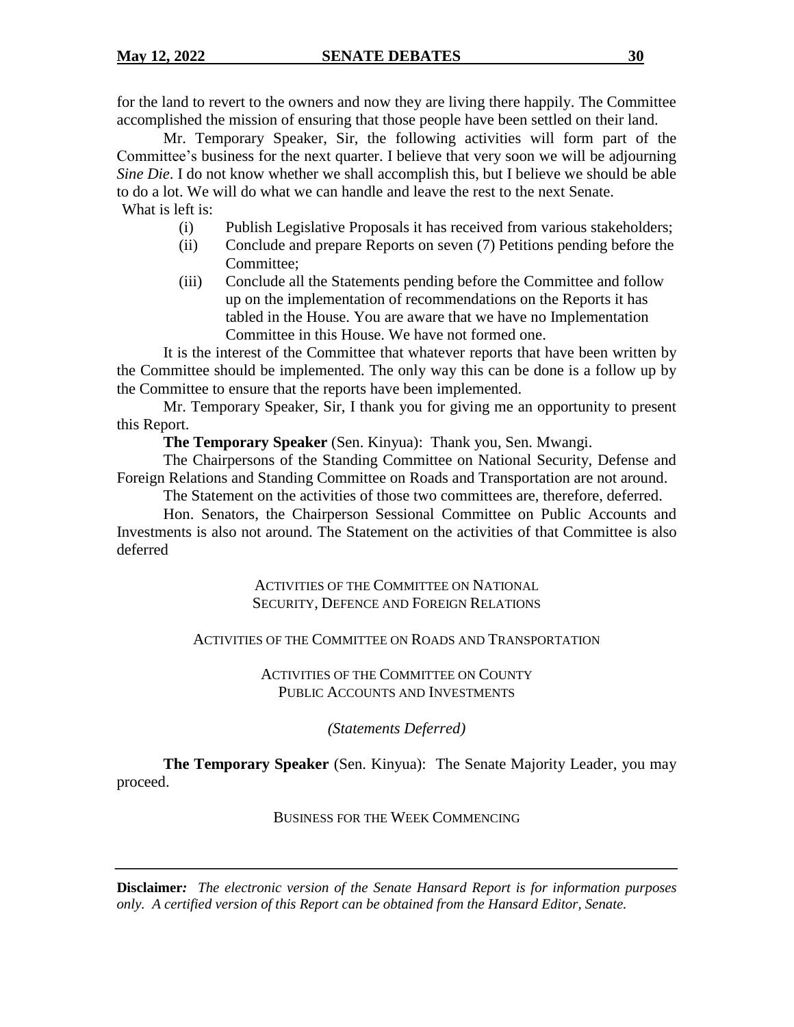for the land to revert to the owners and now they are living there happily. The Committee accomplished the mission of ensuring that those people have been settled on their land.

Mr. Temporary Speaker, Sir, the following activities will form part of the Committee's business for the next quarter. I believe that very soon we will be adjourning *Sine Die*. I do not know whether we shall accomplish this, but I believe we should be able to do a lot. We will do what we can handle and leave the rest to the next Senate.

What is left is:

(i) Publish Legislative Proposals it has received from various stakeholders;

(ii) Conclude and prepare Reports on seven (7) Petitions pending before the Committee;

(iii) Conclude all the Statements pending before the Committee and follow up on the implementation of recommendations on the Reports it has tabled in the House. You are aware that we have no Implementation Committee in this House. We have not formed one.

It is the interest of the Committee that whatever reports that have been written by the Committee should be implemented. The only way this can be done is a follow up by the Committee to ensure that the reports have been implemented.

Mr. Temporary Speaker, Sir, I thank you for giving me an opportunity to present this Report.

**The Temporary Speaker** (Sen. Kinyua): Thank you, Sen. Mwangi.

The Chairpersons of the Standing Committee on National Security, Defense and Foreign Relations and Standing Committee on Roads and Transportation are not around.

The Statement on the activities of those two committees are, therefore, deferred.

Hon. Senators, the Chairperson Sessional Committee on Public Accounts and Investments is also not around. The Statement on the activities of that Committee is also deferred

ACTIVITIES OF THE COMMITTEE ON NATIONAL SECURITY, DEFENCE AND FOREIGN RELATIONS

ACTIVITIES OF THE COMMITTEE ON ROADS AND TRANSPORTATION

ACTIVITIES OF THE COMMITTEE ON COUNTY PUBLIC ACCOUNTS AND INVESTMENTS

*(Statements Deferred)*

**The Temporary Speaker** (Sen. Kinyua): The Senate Majority Leader, you may proceed.

BUSINESS FOR THE WEEK COMMENCING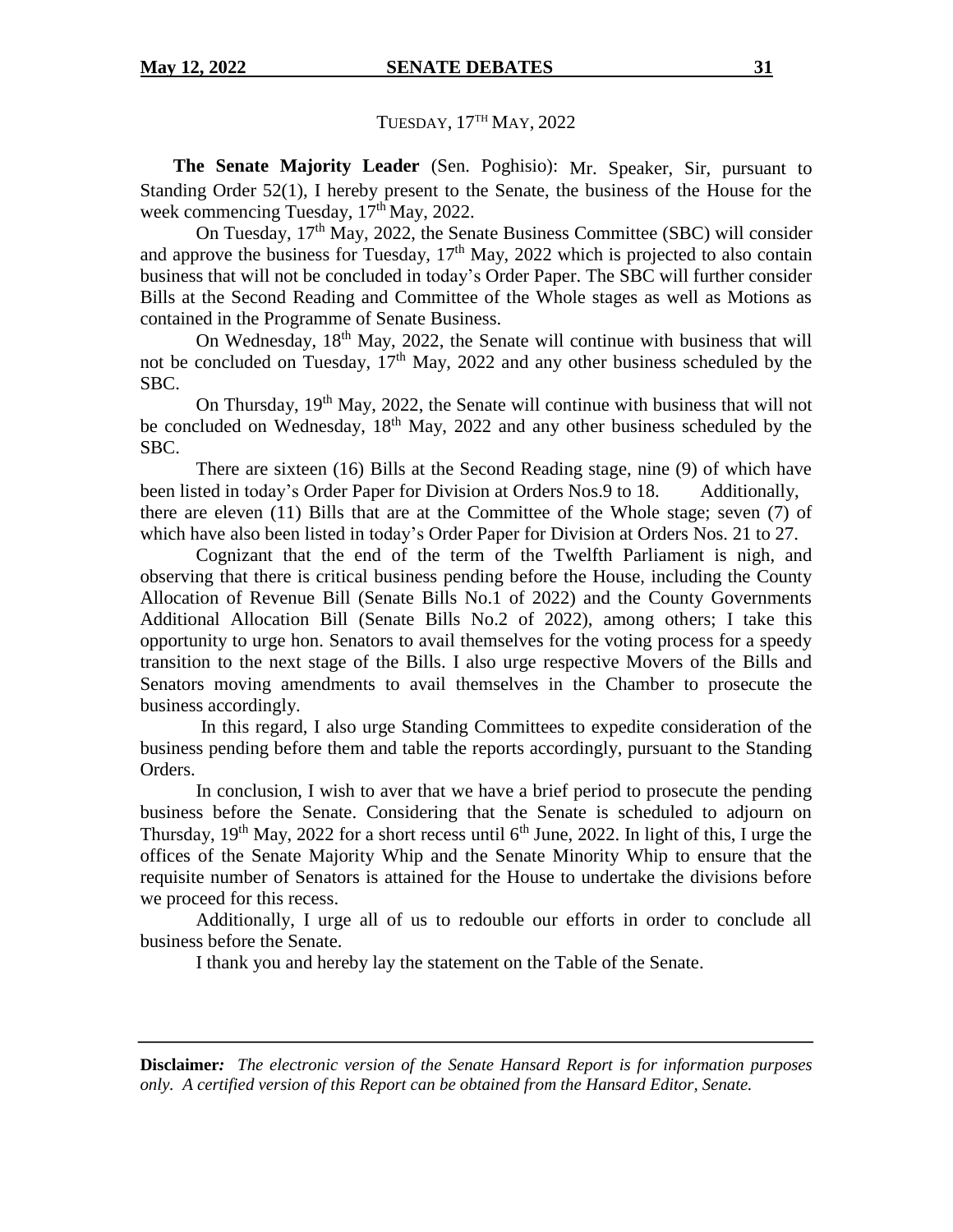TUESDAY, 17TH MAY, 2022

**The Senate Majority Leader** (Sen. Poghisio): Mr. Speaker, Sir, pursuant to Standing Order 52(1), I hereby present to the Senate, the business of the House for the week commencing Tuesday, 17th May, 2022.

On Tuesday, 17th May, 2022, the Senate Business Committee (SBC) will consider and approve the business for Tuesday, 17th May, 2022 which is projected to also contain business that will not be concluded in today's Order Paper. The SBC will further consider Bills at the Second Reading and Committee of the Whole stages as well as Motions as contained in the Programme of Senate Business.

On Wednesday, 18th May, 2022, the Senate will continue with business that will not be concluded on Tuesday, 17th May, 2022 and any other business scheduled by the SBC.

On Thursday, 19th May, 2022, the Senate will continue with business that will not be concluded on Wednesday, 18th May, 2022 and any other business scheduled by the SBC.

There are sixteen (16) Bills at the Second Reading stage, nine (9) of which have been listed in today's Order Paper for Division at Orders Nos.9 to 18. Additionally, there are eleven (11) Bills that are at the Committee of the Whole stage; seven (7) of which have also been listed in today's Order Paper for Division at Orders Nos. 21 to 27.

Cognizant that the end of the term of the Twelfth Parliament is nigh, and observing that there is critical business pending before the House, including the County Allocation of Revenue Bill (Senate Bills No.1 of 2022) and the County Governments Additional Allocation Bill (Senate Bills No.2 of 2022), among others; I take this opportunity to urge hon. Senators to avail themselves for the voting process for a speedy transition to the next stage of the Bills. I also urge respective Movers of the Bills and Senators moving amendments to avail themselves in the Chamber to prosecute the business accordingly.

In this regard, I also urge Standing Committees to expedite consideration of the business pending before them and table the reports accordingly, pursuant to the Standing Orders.

In conclusion, I wish to aver that we have a brief period to prosecute the pending business before the Senate. Considering that the Senate is scheduled to adjourn on Thursday, 19th May, 2022 for a short recess until 6th June, 2022. In light of this, I urge the offices of the Senate Majority Whip and the Senate Minority Whip to ensure that the requisite number of Senators is attained for the House to undertake the divisions before we proceed for this recess.

Additionally, I urge all of us to redouble our efforts in order to conclude all business before the Senate.

I thank you and hereby lay the statement on the Table of the Senate.

**Disclaimer:** *The electronic version of the Senate Hansard Report is for information purposes only. A certified version of this Report can be obtained from the Hansard Editor, Senate.*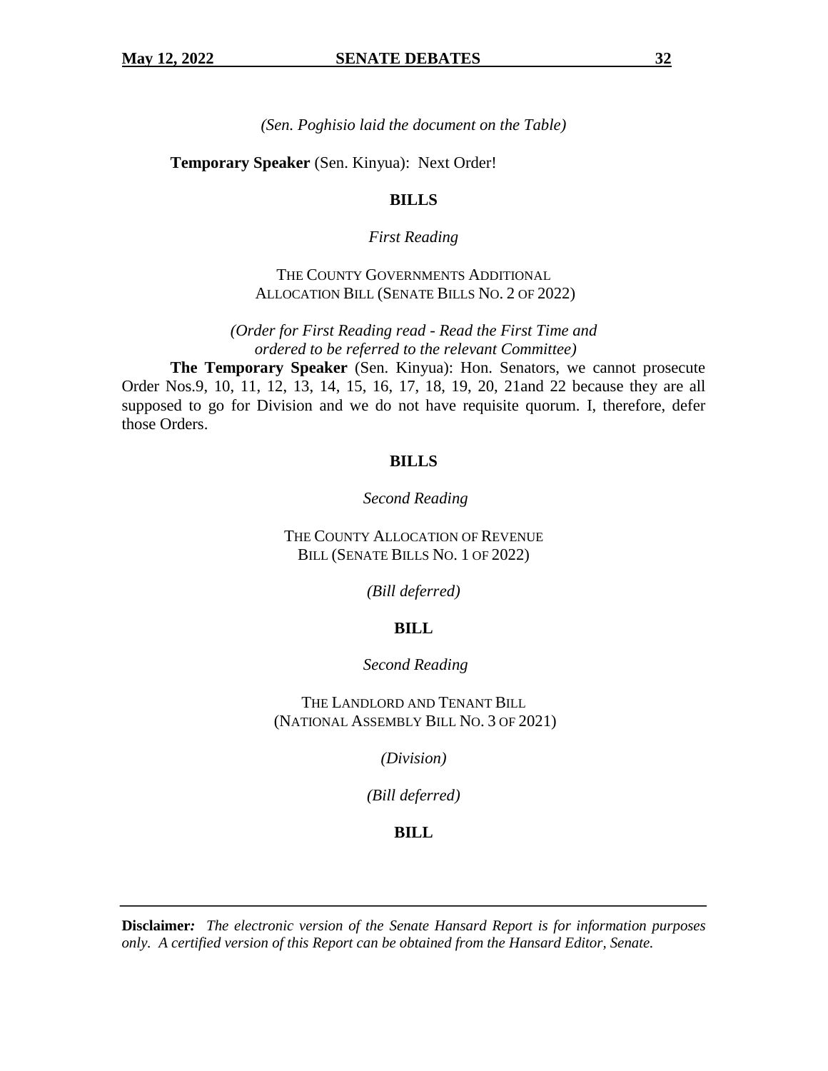*(Sen. Poghisio laid the document on the Table)*

**Temporary Speaker** (Sen. Kinyua): Next Order!

## BILLS

*First Reading*

THE COUNTY GOVERNMENTS ADDITIONAL ALLOCATION BILL (SENATE BILLS NO. 2 OF 2022)

*(Order for First Reading read - Read the First Time and ordered to be referred to the relevant Committee)*

**The Temporary Speaker** (Sen. Kinyua): Hon. Senators, we cannot prosecute Order Nos.9, 10, 11, 12, 13, 14, 15, 16, 17, 18, 19, 20, 21and 22 because they are all supposed to go for Division and we do not have requisite quorum. I, therefore, defer those Orders.

## BILLS

*Second Reading*

THE COUNTY ALLOCATION OF REVENUE BILL (SENATE BILLS NO. 1 OF 2022)

*(Bill deferred)*

## BILL

*Second Reading*

THE LANDLORD AND TENANT BILL (NATIONAL ASSEMBLY BILL NO. 3 OF 2021)

*(Division)*

*(Bill deferred)*

## BILL

**Disclaimer:** *The electronic version of the Senate Hansard Report is for information purposes only. A certified version of this Report can be obtained from the Hansard Editor, Senate.*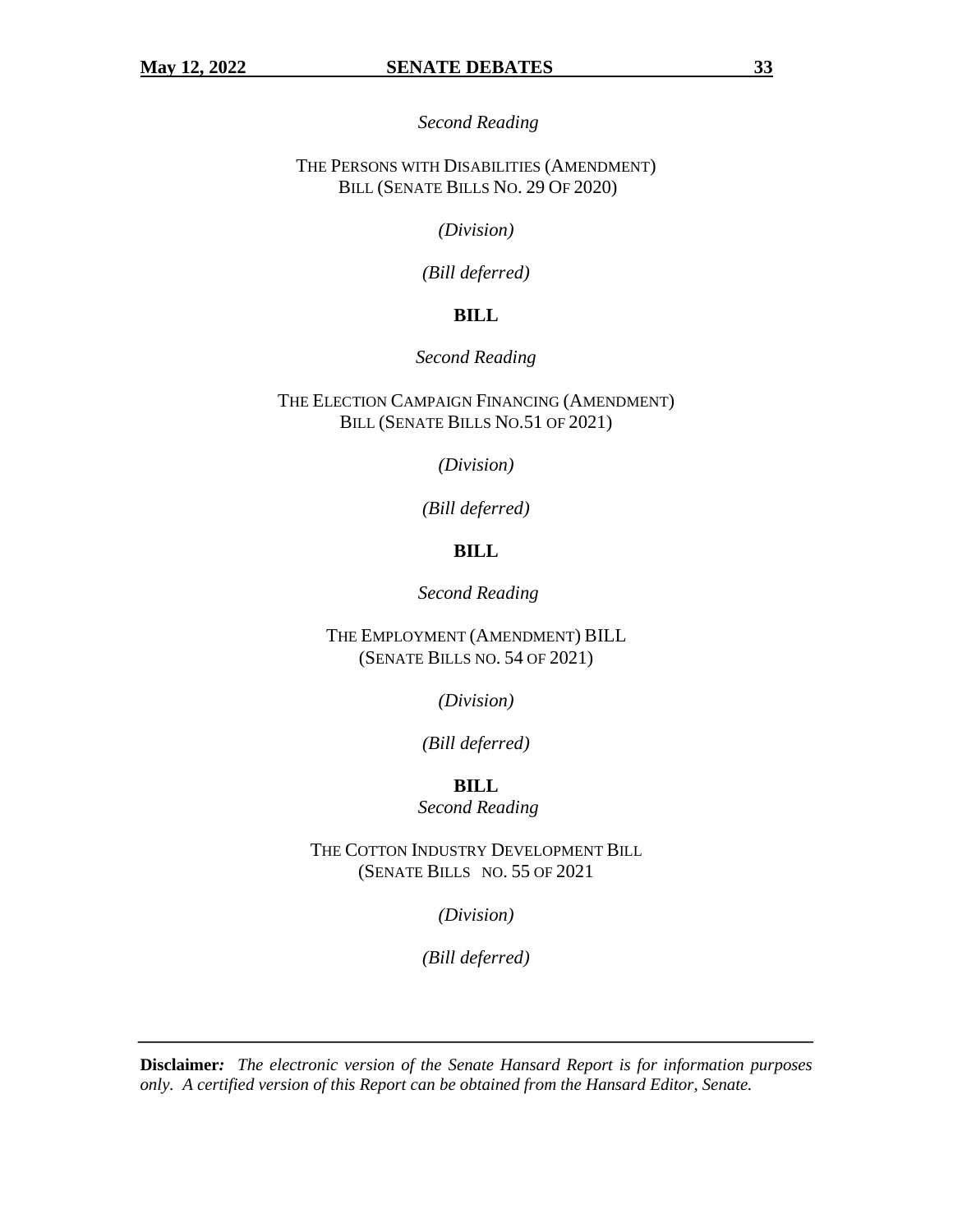*Second Reading*

THE PERSONS WITH DISABILITIES (AMENDMENT) BILL (SENATE BILLS NO. 29 OF 2020)

*(Division)*

*(Bill deferred)*

**BILL**

*Second Reading*

THE ELECTION CAMPAIGN FINANCING (AMENDMENT) BILL (SENATE BILLS NO.51 OF 2021)

*(Division)*

*(Bill deferred)*

**BILL**

*Second Reading*

THE EMPLOYMENT (AMENDMENT) BILL (SENATE BILLS NO. 54 OF 2021)

*(Division)*

*(Bill deferred)*

**BILL**

*Second Reading*

THE COTTON INDUSTRY DEVELOPMENT BILL (SENATE BILLS NO. 55 OF 2021

*(Division)*

*(Bill deferred)*

**Disclaimer***:* *The electronic version of the Senate Hansard Report is for information purposes only. A certified version of this Report can be obtained from the Hansard Editor, Senate.*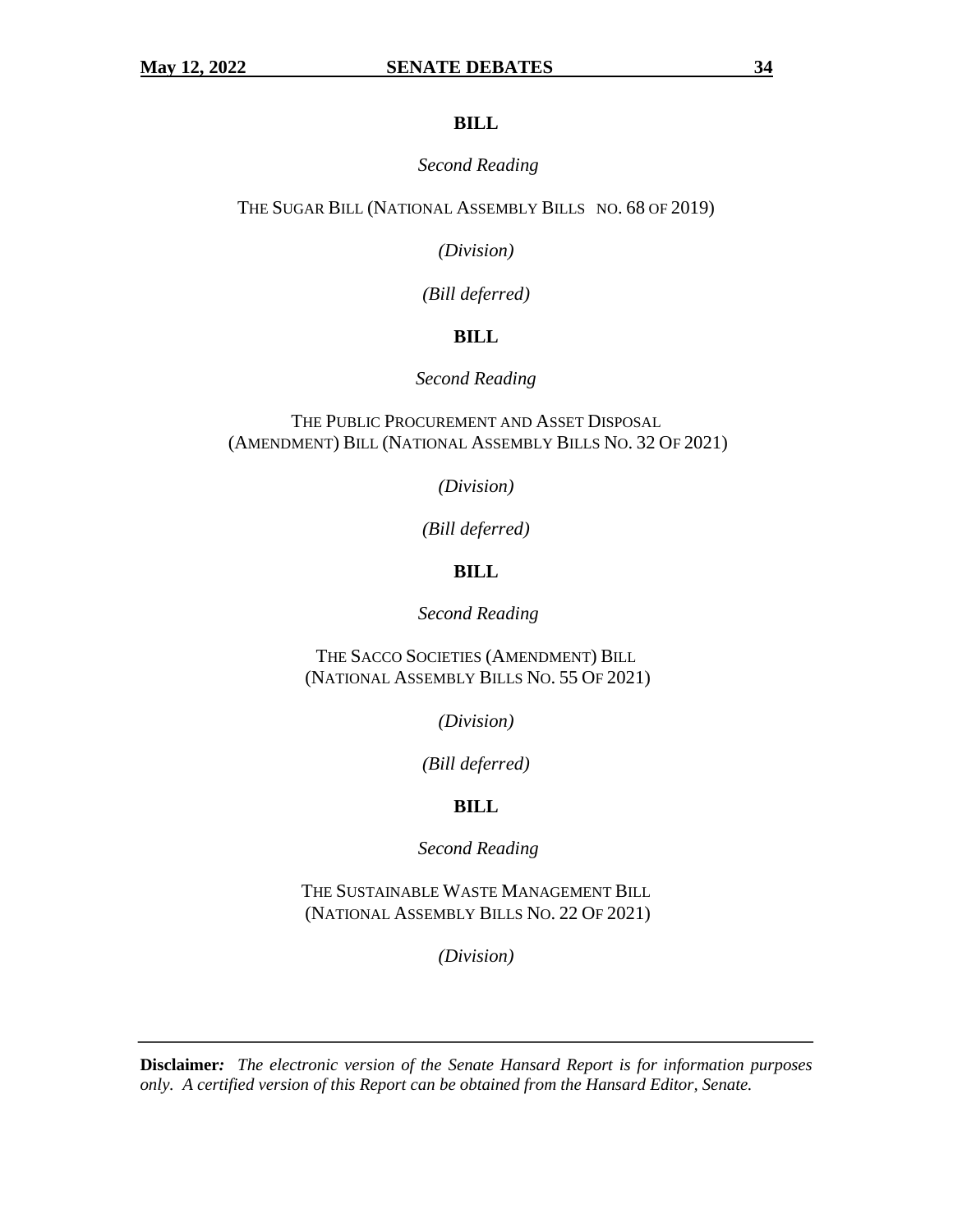## BILL

*Second Reading*

THE SUGAR BILL (NATIONAL ASSEMBLY BILLS NO. 68 OF 2019)

*(Division)*

*(Bill deferred)*

## BILL

*Second Reading*

THE PUBLIC PROCUREMENT AND ASSET DISPOSAL (AMENDMENT) BILL (NATIONAL ASSEMBLY BILLS NO. 32 OF 2021)

*(Division)*

*(Bill deferred)*

## BILL

*Second Reading*

THE SACCO SOCIETIES (AMENDMENT) BILL (NATIONAL ASSEMBLY BILLS NO. 55 OF 2021)

*(Division)*

*(Bill deferred)*

## BILL

*Second Reading*

THE SUSTAINABLE WASTE MANAGEMENT BILL (NATIONAL ASSEMBLY BILLS NO. 22 OF 2021)

*(Division)*

---

**Disclaimer:** *The electronic version of the Senate Hansard Report is for information purposes only. A certified version of this Report can be obtained from the Hansard Editor, Senate.*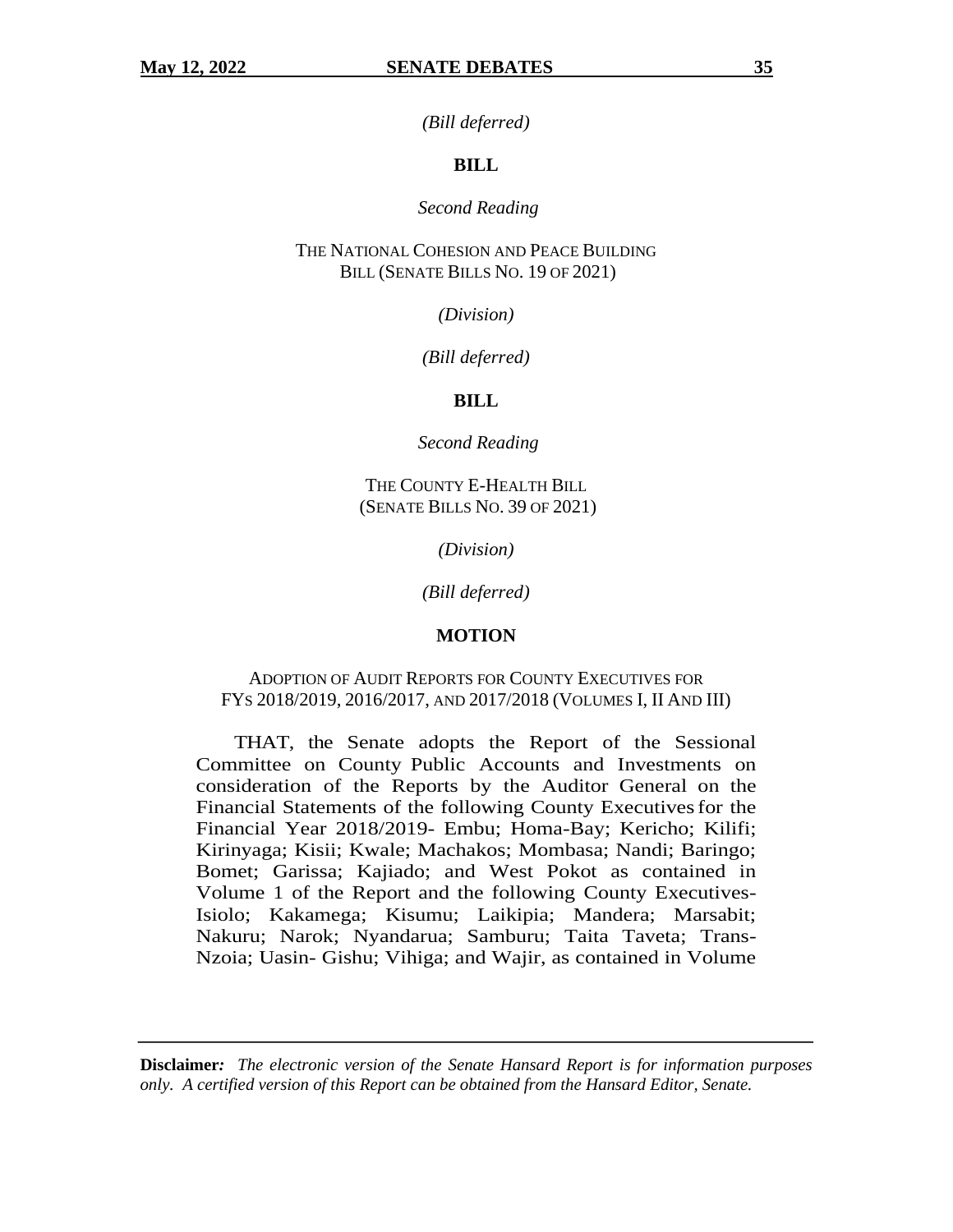*(Bill deferred)*

**BILL**

*Second Reading*

THE NATIONAL COHESION AND PEACE BUILDING BILL (SENATE BILLS NO. 19 OF 2021)

*(Division)*

*(Bill deferred)*

**BILL**

*Second Reading*

THE COUNTY E-HEALTH BILL (SENATE BILLS NO. 39 OF 2021)

*(Division)*

*(Bill deferred)*

**MOTION**

ADOPTION OF AUDIT REPORTS FOR COUNTY EXECUTIVES FOR FYS 2018/2019, 2016/2017, AND 2017/2018 (VOLUMES I, II AND III)

THAT, the Senate adopts the Report of the Sessional Committee on County Public Accounts and Investments on consideration of the Reports by the Auditor General on the Financial Statements of the following County Executives for the Financial Year 2018/2019- Embu; Homa-Bay; Kericho; Kilifi; Kirinyaga; Kisii; Kwale; Machakos; Mombasa; Nandi; Baringo; Bomet; Garissa; Kajiado; and West Pokot as contained in Volume 1 of the Report and the following County Executives- Isiolo; Kakamega; Kisumu; Laikipia; Mandera; Marsabit; Nakuru; Narok; Nyandarua; Samburu; Taita Taveta; Trans-Nzoia; Uasin- Gishu; Vihiga; and Wajir, as contained in Volume

**Disclaimer***:* *The electronic version of the Senate Hansard Report is for information purposes only. A certified version of this Report can be obtained from the Hansard Editor, Senate.*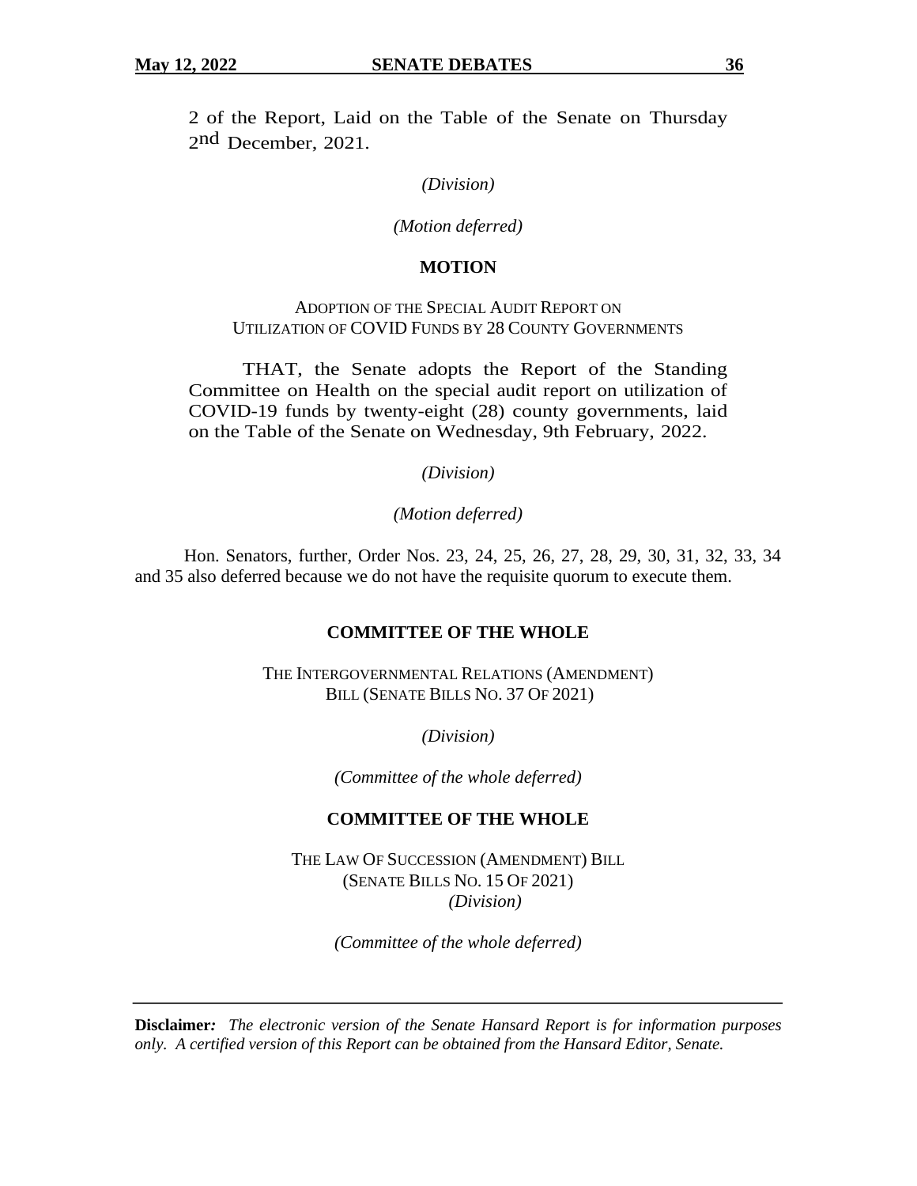2 of the Report, Laid on the Table of the Senate on Thursday 2nd December, 2021.

*(Division)*

*(Motion deferred)*

**MOTION**

ADOPTION OF THE SPECIAL AUDIT REPORT ON UTILIZATION OF COVID FUNDS BY 28 COUNTY GOVERNMENTS

THAT, the Senate adopts the Report of the Standing Committee on Health on the special audit report on utilization of COVID-19 funds by twenty-eight (28) county governments, laid on the Table of the Senate on Wednesday, 9th February, 2022.

*(Division)*

*(Motion deferred)*

Hon. Senators, further, Order Nos. 23, 24, 25, 26, 27, 28, 29, 30, 31, 32, 33, 34 and 35 also deferred because we do not have the requisite quorum to execute them.

**COMMITTEE OF THE WHOLE**

THE INTERGOVERNMENTAL RELATIONS (AMENDMENT) BILL (SENATE BILLS NO. 37 OF 2021)

*(Division)*

*(Committee of the whole deferred)*

**COMMITTEE OF THE WHOLE**

THE LAW OF SUCCESSION (AMENDMENT) BILL (SENATE BILLS NO. 15 OF 2021)

*(Division)*

*(Committee of the whole deferred)*

**Disclaimer:** *The electronic version of the Senate Hansard Report is for information purposes only. A certified version of this Report can be obtained from the Hansard Editor, Senate.*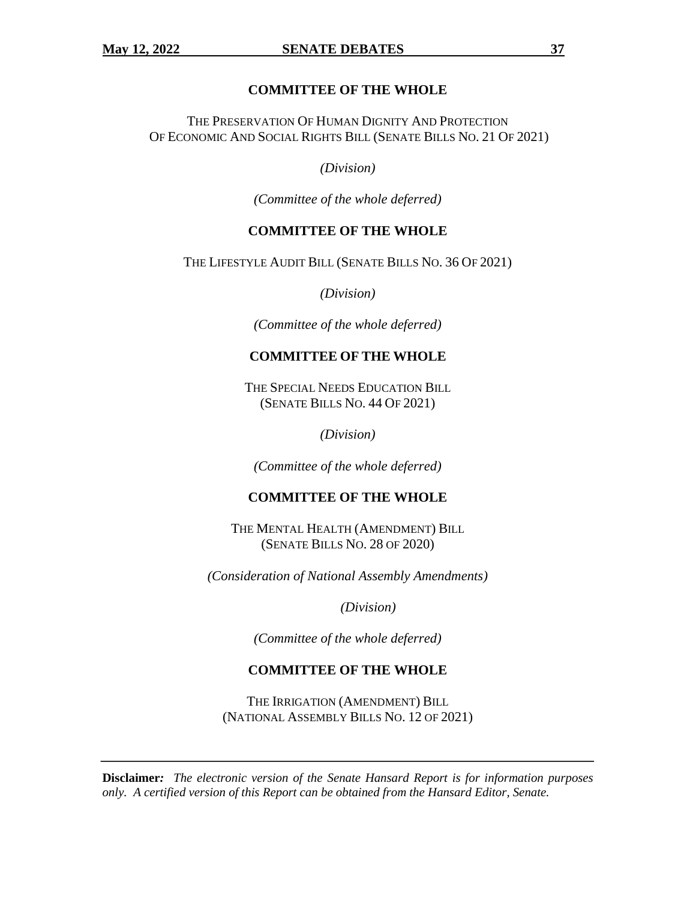## COMMITTEE OF THE WHOLE

THE PRESERVATION OF HUMAN DIGNITY AND PROTECTION OF ECONOMIC AND SOCIAL RIGHTS BILL (SENATE BILLS NO. 21 OF 2021)

*(Division)*

*(Committee of the whole deferred)*

## COMMITTEE OF THE WHOLE

THE LIFESTYLE AUDIT BILL (SENATE BILLS NO. 36 OF 2021)

*(Division)*

*(Committee of the whole deferred)*

## COMMITTEE OF THE WHOLE

THE SPECIAL NEEDS EDUCATION BILL
(SENATE BILLS NO. 44 OF 2021)

*(Division)*

*(Committee of the whole deferred)*

## COMMITTEE OF THE WHOLE

THE MENTAL HEALTH (AMENDMENT) BILL
(SENATE BILLS NO. 28 OF 2020)

*(Consideration of National Assembly Amendments)*

*(Division)*

*(Committee of the whole deferred)*

## COMMITTEE OF THE WHOLE

THE IRRIGATION (AMENDMENT) BILL
(NATIONAL ASSEMBLY BILLS NO. 12 OF 2021)

**Disclaimer:** *The electronic version of the Senate Hansard Report is for information purposes only. A certified version of this Report can be obtained from the Hansard Editor, Senate.*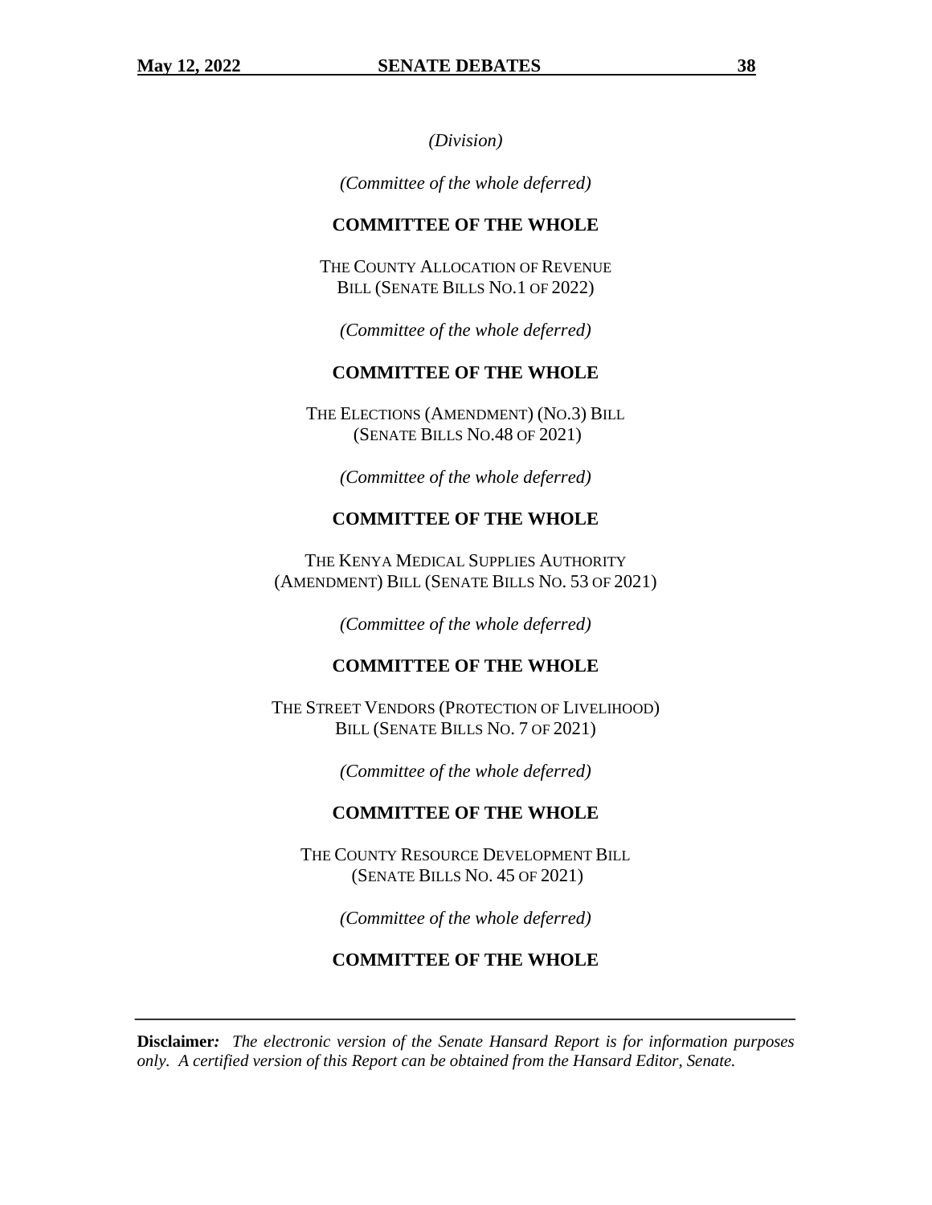*(Division)*

*(Committee of the whole deferred)*

**COMMITTEE OF THE WHOLE**

THE COUNTY ALLOCATION OF REVENUE BILL (SENATE BILLS NO.1 OF 2022)

*(Committee of the whole deferred)*

**COMMITTEE OF THE WHOLE**

THE ELECTIONS (AMENDMENT) (NO.3) BILL (SENATE BILLS NO.48 OF 2021)

*(Committee of the whole deferred)*

**COMMITTEE OF THE WHOLE**

THE KENYA MEDICAL SUPPLIES AUTHORITY (AMENDMENT) BILL (SENATE BILLS NO. 53 OF 2021)

*(Committee of the whole deferred)*

**COMMITTEE OF THE WHOLE**

THE STREET VENDORS (PROTECTION OF LIVELIHOOD) BILL (SENATE BILLS NO. 7 OF 2021)

*(Committee of the whole deferred)*

**COMMITTEE OF THE WHOLE**

THE COUNTY RESOURCE DEVELOPMENT BILL (SENATE BILLS NO. 45 OF 2021)

*(Committee of the whole deferred)*

**COMMITTEE OF THE WHOLE**

**Disclaimer:** *The electronic version of the Senate Hansard Report is for information purposes only. A certified version of this Report can be obtained from the Hansard Editor, Senate.*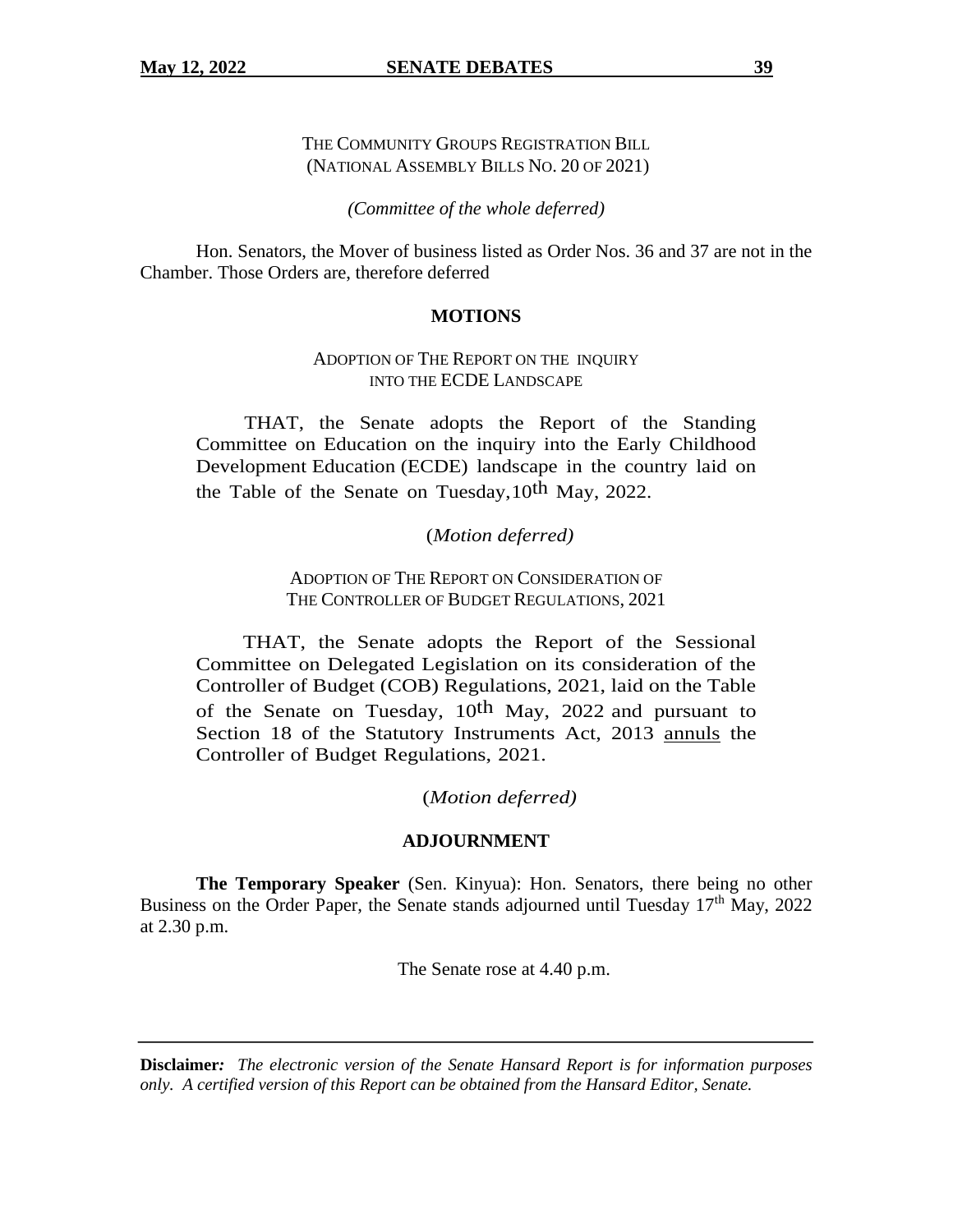THE COMMUNITY GROUPS REGISTRATION BILL
(NATIONAL ASSEMBLY BILLS NO. 20 OF 2021)

*(Committee of the whole deferred)*

Hon. Senators, the Mover of business listed as Order Nos. 36 and 37 are not in the Chamber. Those Orders are, therefore deferred

## MOTIONS

ADOPTION OF THE REPORT ON THE INQUIRY INTO THE ECDE LANDSCAPE

THAT, the Senate adopts the Report of the Standing Committee on Education on the inquiry into the Early Childhood Development Education (ECDE) landscape in the country laid on the Table of the Senate on Tuesday, 10th May, 2022.

(*Motion deferred)*

ADOPTION OF THE REPORT ON CONSIDERATION OF THE CONTROLLER OF BUDGET REGULATIONS, 2021

THAT, the Senate adopts the Report of the Sessional Committee on Delegated Legislation on its consideration of the Controller of Budget (COB) Regulations, 2021, laid on the Table of the Senate on Tuesday, 10th May, 2022 and pursuant to Section 18 of the Statutory Instruments Act, 2013 annuls the Controller of Budget Regulations, 2021.

(*Motion deferred)*

## ADJOURNMENT

**The Temporary Speaker** (Sen. Kinyua): Hon. Senators, there being no other Business on the Order Paper, the Senate stands adjourned until Tuesday 17th May, 2022 at 2.30 p.m.

The Senate rose at 4.40 p.m.

**Disclaimer***: The electronic version of the Senate Hansard Report is for information purposes only. A certified version of this Report can be obtained from the Hansard Editor, Senate.*